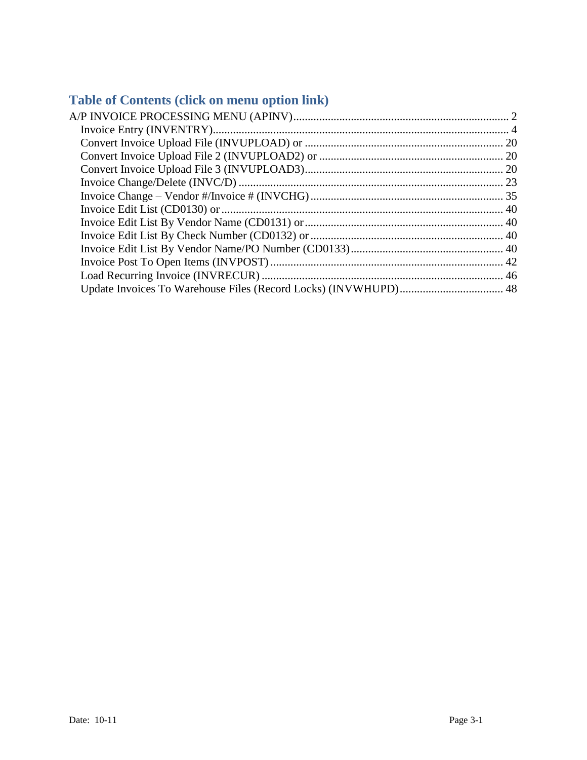## Table of Contents (click on menu option link)

A/P INVOICE PROCESSING MENU (APINV) .......... 2
- Invoice Entry (INVENTRY) .......... 4
- Convert Invoice Upload File (INVUPLOAD) or .......... 20
- Convert Invoice Upload File 2 (INVUPLOAD2) or .......... 20
- Convert Invoice Upload File 3 (INVUPLOAD3) .......... 20
- Invoice Change/Delete (INVC/D) .......... 23
- Invoice Change – Vendor #/Invoice # (INVCHG) .......... 35
- Invoice Edit List (CD0130) or .......... 40
- Invoice Edit List By Vendor Name (CD0131) or .......... 40
- Invoice Edit List By Check Number (CD0132) or .......... 40
- Invoice Edit List By Vendor Name/PO Number (CD0133) .......... 40
- Invoice Post To Open Items (INVPOST) .......... 42
- Load Recurring Invoice (INVRECUR) .......... 46
- Update Invoices To Warehouse Files (Record Locks) (INVWHUPD) .......... 48

Date: 10-11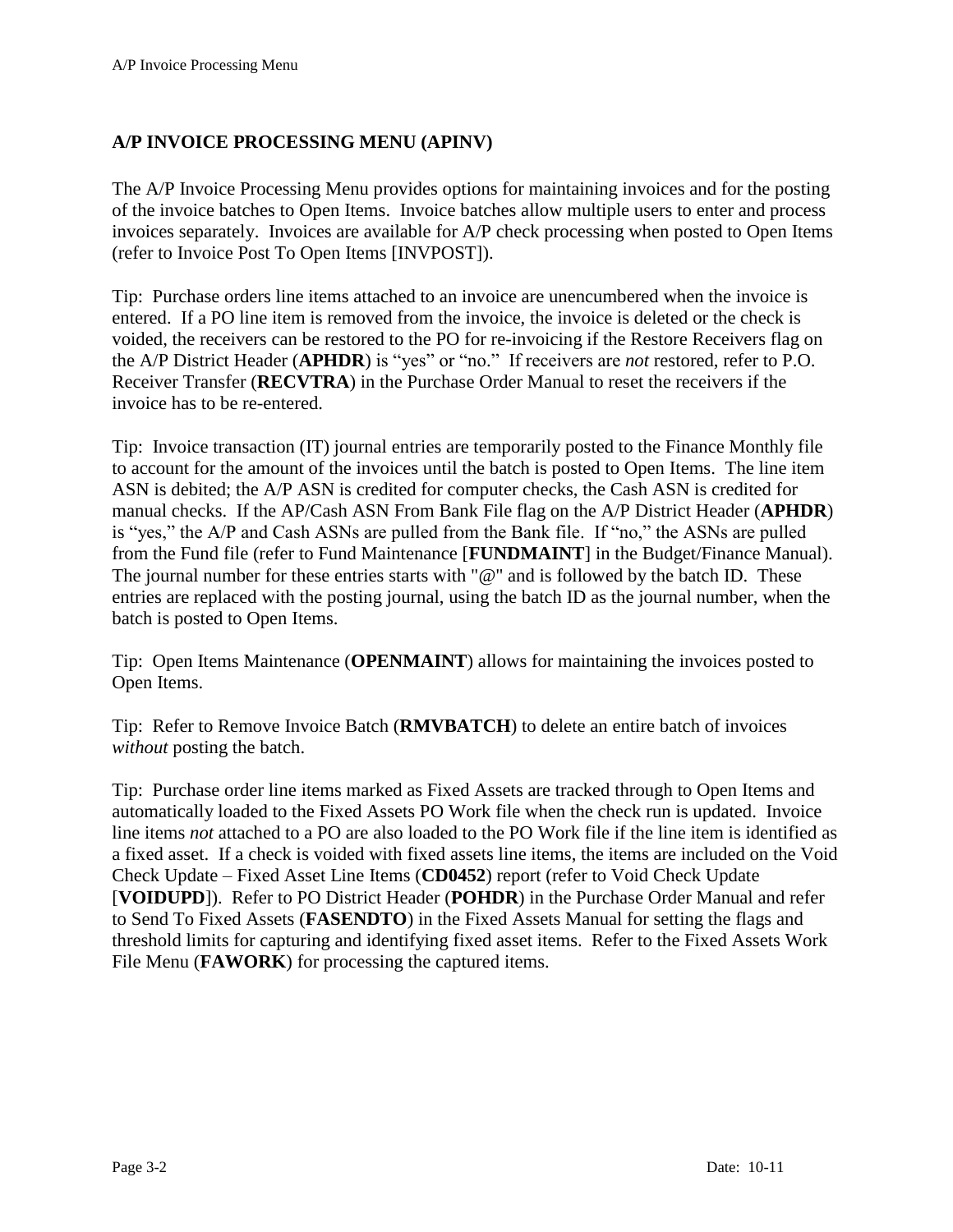## A/P INVOICE PROCESSING MENU (APINV)

The A/P Invoice Processing Menu provides options for maintaining invoices and for the posting of the invoice batches to Open Items. Invoice batches allow multiple users to enter and process invoices separately. Invoices are available for A/P check processing when posted to Open Items (refer to Invoice Post To Open Items [INVPOST]).

Tip: Purchase orders line items attached to an invoice are unencumbered when the invoice is entered. If a PO line item is removed from the invoice, the invoice is deleted or the check is voided, the receivers can be restored to the PO for re-invoicing if the Restore Receivers flag on the A/P District Header (**APHDR**) is "yes" or "no." If receivers are *not* restored, refer to P.O. Receiver Transfer (**RECVTRA**) in the Purchase Order Manual to reset the receivers if the invoice has to be re-entered.

Tip: Invoice transaction (IT) journal entries are temporarily posted to the Finance Monthly file to account for the amount of the invoices until the batch is posted to Open Items. The line item ASN is debited; the A/P ASN is credited for computer checks, the Cash ASN is credited for manual checks. If the AP/Cash ASN From Bank File flag on the A/P District Header (**APHDR**) is "yes," the A/P and Cash ASNs are pulled from the Bank file. If "no," the ASNs are pulled from the Fund file (refer to Fund Maintenance [**FUNDMAINT**] in the Budget/Finance Manual). The journal number for these entries starts with "@" and is followed by the batch ID. These entries are replaced with the posting journal, using the batch ID as the journal number, when the batch is posted to Open Items.

Tip: Open Items Maintenance (**OPENMAINT**) allows for maintaining the invoices posted to Open Items.

Tip: Refer to Remove Invoice Batch (**RMVBATCH**) to delete an entire batch of invoices *without* posting the batch.

Tip: Purchase order line items marked as Fixed Assets are tracked through to Open Items and automatically loaded to the Fixed Assets PO Work file when the check run is updated. Invoice line items *not* attached to a PO are also loaded to the PO Work file if the line item is identified as a fixed asset. If a check is voided with fixed assets line items, the items are included on the Void Check Update – Fixed Asset Line Items (**CD0452**) report (refer to Void Check Update [**VOIDUPD**]). Refer to PO District Header (**POHDR**) in the Purchase Order Manual and refer to Send To Fixed Assets (**FASENDTO**) in the Fixed Assets Manual for setting the flags and threshold limits for capturing and identifying fixed asset items. Refer to the Fixed Assets Work File Menu (**FAWORK**) for processing the captured items.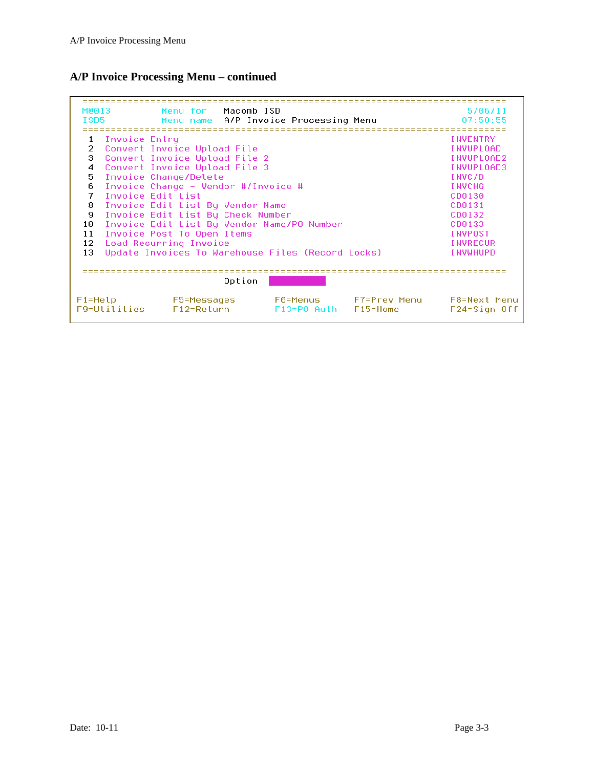## A/P Invoice Processing Menu – continued

```
=========================================================================
M@013         Menu for    Macomb ISD                              5/06/11
ISD5          Menu name   A/P Invoice Processing Menu             07:50:55
=========================================================================
 1  Invoice Entry                                           INVENTRY
 2  Convert Invoice Upload File                             INVUPLOAD
 3  Convert Invoice Upload File 2                           INVUPLOAD2
 4  Convert Invoice Upload File 3                           INVUPLOAD3
 5  Invoice Change/Delete                                   INVC/D
 6  Invoice Change - Vendor #/Invoice #                     INVCHG
 7  Invoice Edit List                                       CD0130
 8  Invoice Edit List By Vendor Name                        CD0131
 9  Invoice Edit List By Check Number                       CD0132
10  Invoice Edit List By Vendor Name/PO Number              CD0133
11  Invoice Post To Open Items                              INVPOST
12  Load Recurring Invoice                                  INVRECUR
13  Update Invoices To Warehouse Files (Record Locks)       INVWHUPD

=========================================================================
                        Option

F1=Help         F5=Messages      F6=Menus     F7=Prev Menu    F8=Next Menu
F9=Utilities    F12=Return       F13=PO Auth  F15=Home        F24=Sign Off
```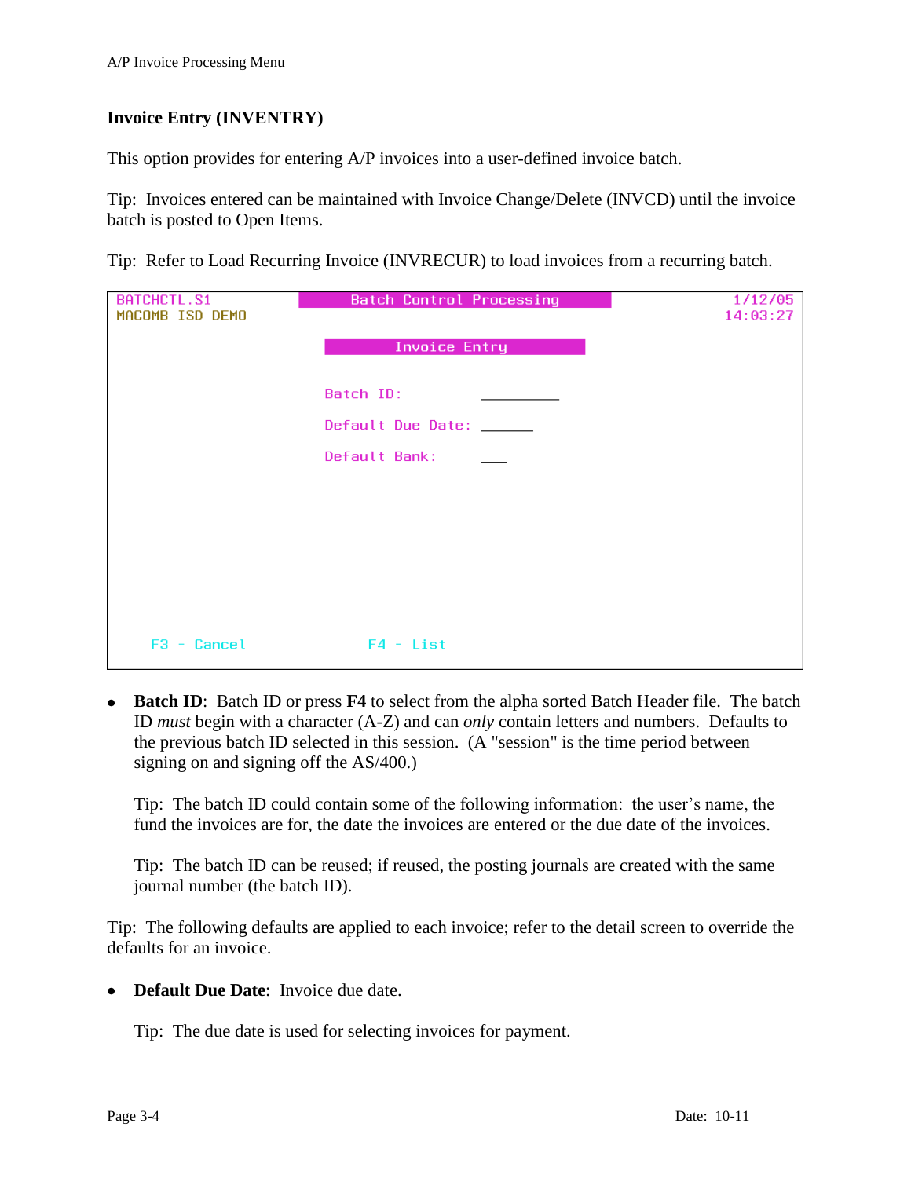## Invoice Entry (INVENTRY)

This option provides for entering A/P invoices into a user-defined invoice batch.

Tip: Invoices entered can be maintained with Invoice Change/Delete (INVCD) until the invoice batch is posted to Open Items.

Tip: Refer to Load Recurring Invoice (INVRECUR) to load invoices from a recurring batch.

```
BATCHCTL.S1              Batch Control Processing              1/12/05
MACOMB ISD DEMO                                               14:03:27

                              Invoice Entry

                         Batch ID:           __________

                         Default Due Date:   ______

                         Default Bank:       ___




     F3 - Cancel                F4 - List
```

- **Batch ID**: Batch ID or press **F4** to select from the alpha sorted Batch Header file. The batch ID *must* begin with a character (A-Z) and can *only* contain letters and numbers. Defaults to the previous batch ID selected in this session. (A "session" is the time period between signing on and signing off the AS/400.)

  Tip: The batch ID could contain some of the following information: the user's name, the fund the invoices are for, the date the invoices are entered or the due date of the invoices.

  Tip: The batch ID can be reused; if reused, the posting journals are created with the same journal number (the batch ID).

Tip: The following defaults are applied to each invoice; refer to the detail screen to override the defaults for an invoice.

- **Default Due Date**: Invoice due date.

  Tip: The due date is used for selecting invoices for payment.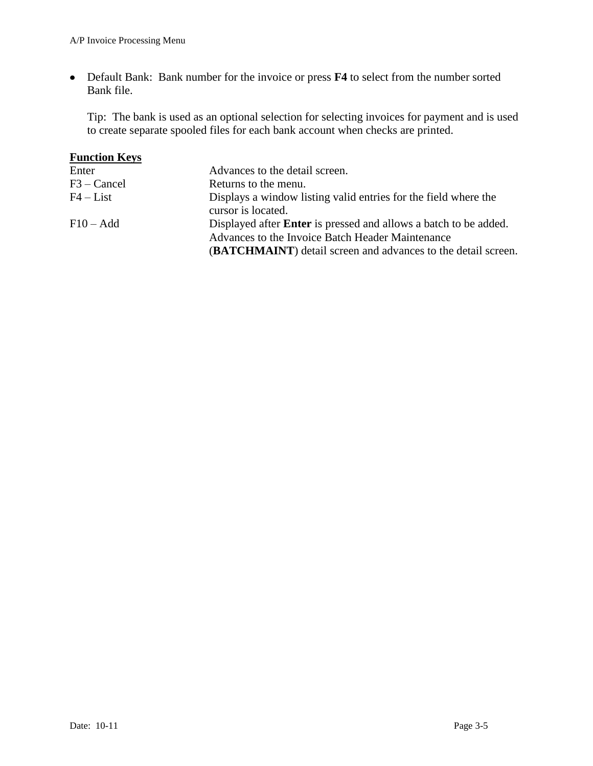- Default Bank: Bank number for the invoice or press **F4** to select from the number sorted Bank file.

  Tip: The bank is used as an optional selection for selecting invoices for payment and is used to create separate spooled files for each bank account when checks are printed.

**Function Keys**

| | |
|---|---|
| Enter | Advances to the detail screen. |
| F3 – Cancel | Returns to the menu. |
| F4 – List | Displays a window listing valid entries for the field where the cursor is located. |
| F10 – Add | Displayed after **Enter** is pressed and allows a batch to be added. Advances to the Invoice Batch Header Maintenance (**BATCHMAINT**) detail screen and advances to the detail screen. |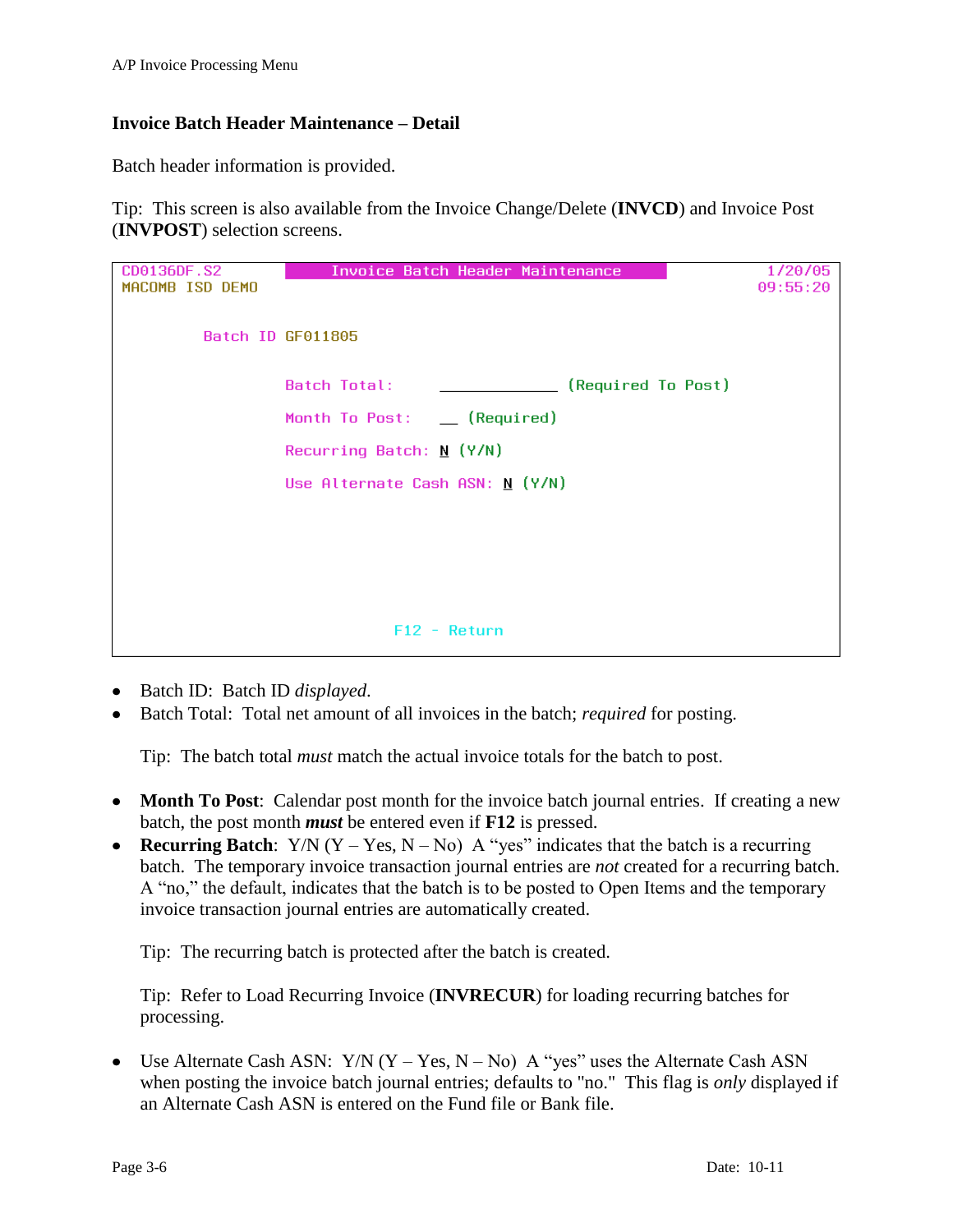## Invoice Batch Header Maintenance – Detail

Batch header information is provided.

Tip: This screen is also available from the Invoice Change/Delete (**INVCD**) and Invoice Post (**INVPOST**) selection screens.

```
CD0136DF.S2          Invoice Batch Header Maintenance              1/20/05
MACOMB ISD DEMO                                                   09:55:20


         Batch ID GF011805

                  Batch Total:      _____________ (Required To Post)

                  Month To Post:    __ (Required)

                  Recurring Batch: N (Y/N)

                  Use Alternate Cash ASN: N (Y/N)





                                F12 - Return
```

- Batch ID: Batch ID *displayed.*
- Batch Total: Total net amount of all invoices in the batch; *required* for posting.

  Tip: The batch total *must* match the actual invoice totals for the batch to post.

- **Month To Post**: Calendar post month for the invoice batch journal entries. If creating a new batch, the post month ***must*** be entered even if **F12** is pressed.
- **Recurring Batch**: Y/N (Y – Yes, N – No) A "yes" indicates that the batch is a recurring batch. The temporary invoice transaction journal entries are *not* created for a recurring batch. A "no," the default, indicates that the batch is to be posted to Open Items and the temporary invoice transaction journal entries are automatically created.

  Tip: The recurring batch is protected after the batch is created.

  Tip: Refer to Load Recurring Invoice (**INVRECUR**) for loading recurring batches for processing.

- Use Alternate Cash ASN: Y/N (Y – Yes, N – No) A "yes" uses the Alternate Cash ASN when posting the invoice batch journal entries; defaults to "no." This flag is *only* displayed if an Alternate Cash ASN is entered on the Fund file or Bank file.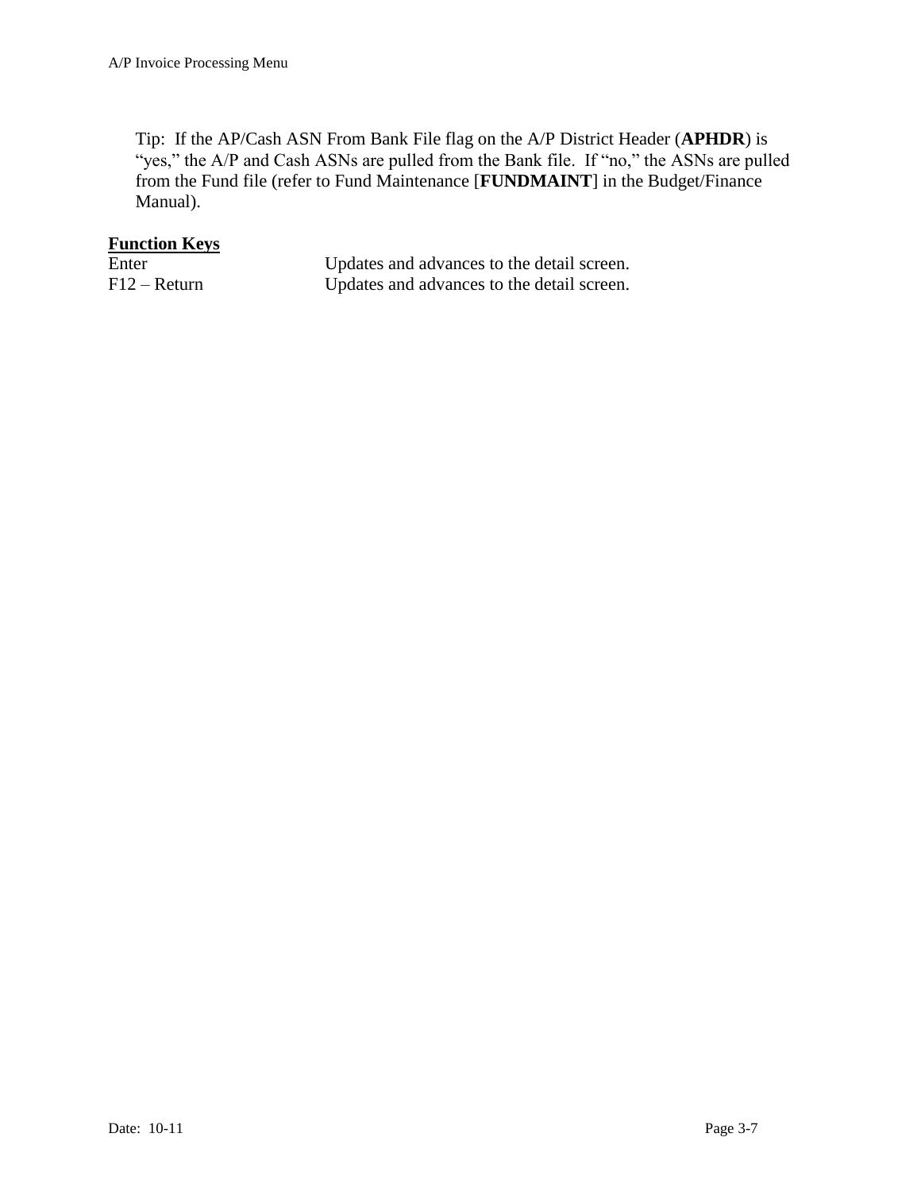Tip: If the AP/Cash ASN From Bank File flag on the A/P District Header (**APHDR**) is "yes," the A/P and Cash ASNs are pulled from the Bank file. If "no," the ASNs are pulled from the Fund file (refer to Fund Maintenance [**FUNDMAINT**] in the Budget/Finance Manual).

**Function Keys**

| | |
|---|---|
| Enter | Updates and advances to the detail screen. |
| F12 – Return | Updates and advances to the detail screen. |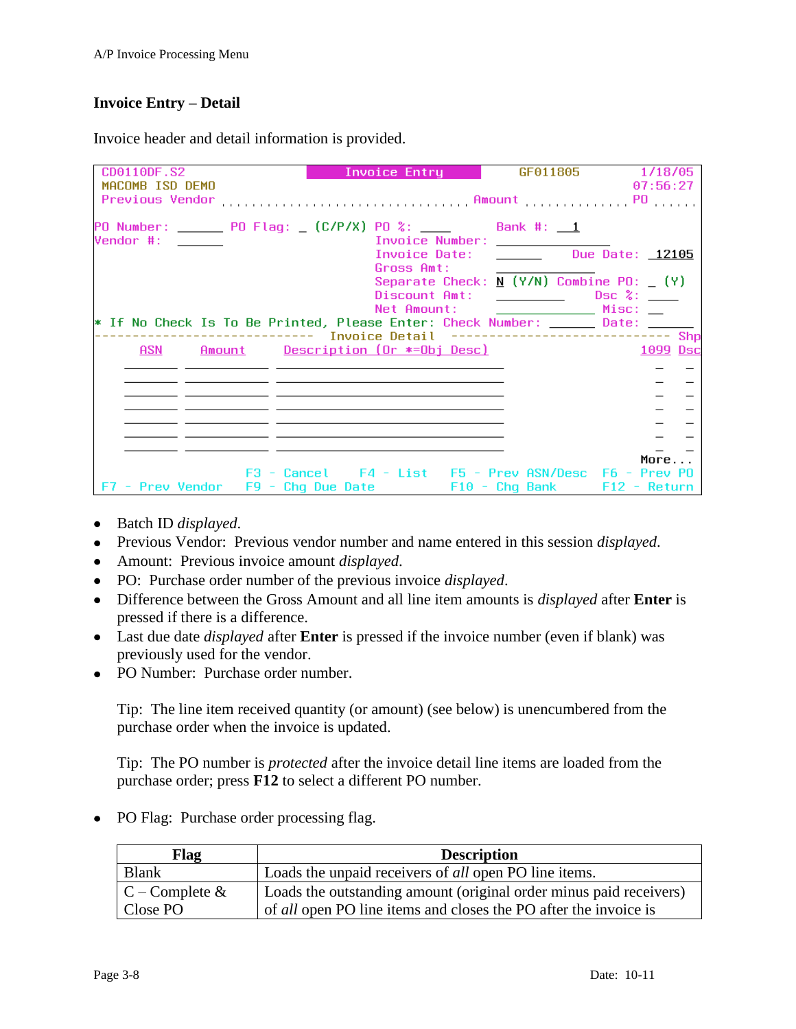## Invoice Entry – Detail

Invoice header and detail information is provided.

```
 CD0110DF.S2                    Invoice Entry        GF011805         1/18/05
 MACOMB ISD DEMO                                                      07:56:27
 Previous Vendor ................................ Amount ............. PO ......

PO Number: ______  PO Flag: _ (C/P/X) PO %: ____       Bank #: __1
Vendor #:  ______                     Invoice Number: _______________
                                      Invoice Date:   ______    Due Date: _12105
                                      Gross Amt:      _____________
                                      Separate Check: N (Y/N) Combine PO: _ (Y)
                                      Discount Amt:   _________     Dsc %: ____
                                      Net Amount:     _____________ Misc: __
* If No Check Is To Be Printed, Please Enter: Check Number: _______ Date: ______
------------------------------ Invoice Detail ------------------------------ Shp
      ASN      Amount      Description (Or *=Obj Desc)                  1099 Dsc
    _______  ___________  ______________________________                  _   _
    _______  ___________  ______________________________                  _   _
    _______  ___________  ______________________________                  _   _
    _______  ___________  ______________________________                  _   _
    _______  ___________  ______________________________                  _   _
    _______  ___________  ______________________________                  _   _
    _______  ___________  ______________________________                  _   _
                                                                      More...
                 F3 - Cancel     F4 - List     F5 - Prev ASN/Desc  F6 - Prev PO
 F7 - Prev Vendor F9 - Chg Due Date            F10 - Chg Bank      F12 - Return
```

- Batch ID *displayed*.
- Previous Vendor: Previous vendor number and name entered in this session *displayed*.
- Amount: Previous invoice amount *displayed*.
- PO: Purchase order number of the previous invoice *displayed*.
- Difference between the Gross Amount and all line item amounts is *displayed* after **Enter** is pressed if there is a difference.
- Last due date *displayed* after **Enter** is pressed if the invoice number (even if blank) was previously used for the vendor.
- PO Number: Purchase order number.

  Tip: The line item received quantity (or amount) (see below) is unencumbered from the purchase order when the invoice is updated.

  Tip: The PO number is *protected* after the invoice detail line items are loaded from the purchase order; press **F12** to select a different PO number.

- PO Flag: Purchase order processing flag.

| Flag | Description |
|---|---|
| Blank | Loads the unpaid receivers of *all* open PO line items. |
| C – Complete & Close PO | Loads the outstanding amount (original order minus paid receivers) of *all* open PO line items and closes the PO after the invoice is |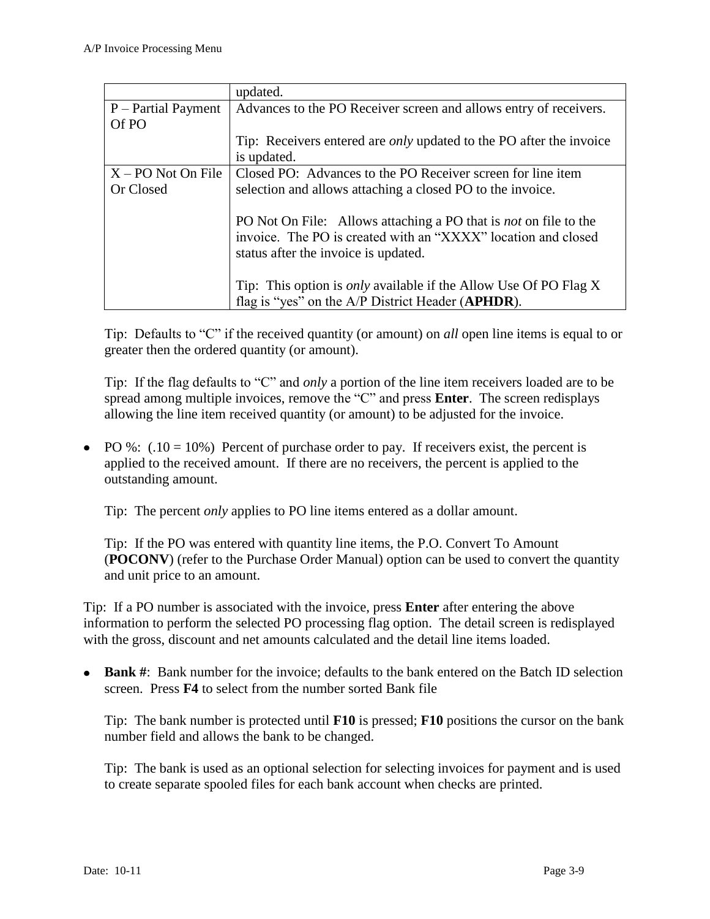| | |
|---|---|
| | updated. |
| P – Partial Payment Of PO | Advances to the PO Receiver screen and allows entry of receivers.<br><br>Tip: Receivers entered are *only* updated to the PO after the invoice is updated. |
| X – PO Not On File Or Closed | Closed PO: Advances to the PO Receiver screen for line item selection and allows attaching a closed PO to the invoice.<br><br>PO Not On File: Allows attaching a PO that is *not* on file to the invoice. The PO is created with an "XXXX" location and closed status after the invoice is updated.<br><br>Tip: This option is *only* available if the Allow Use Of PO Flag X flag is "yes" on the A/P District Header (**APHDR**). |

Tip: Defaults to "C" if the received quantity (or amount) on *all* open line items is equal to or greater then the ordered quantity (or amount).

Tip: If the flag defaults to "C" and *only* a portion of the line item receivers loaded are to be spread among multiple invoices, remove the "C" and press **Enter**. The screen redisplays allowing the line item received quantity (or amount) to be adjusted for the invoice.

- PO %: (.10 = 10%) Percent of purchase order to pay. If receivers exist, the percent is applied to the received amount. If there are no receivers, the percent is applied to the outstanding amount.

  Tip: The percent *only* applies to PO line items entered as a dollar amount.

  Tip: If the PO was entered with quantity line items, the P.O. Convert To Amount (**POCONV**) (refer to the Purchase Order Manual) option can be used to convert the quantity and unit price to an amount.

Tip: If a PO number is associated with the invoice, press **Enter** after entering the above information to perform the selected PO processing flag option. The detail screen is redisplayed with the gross, discount and net amounts calculated and the detail line items loaded.

- **Bank #**: Bank number for the invoice; defaults to the bank entered on the Batch ID selection screen. Press **F4** to select from the number sorted Bank file

  Tip: The bank number is protected until **F10** is pressed; **F10** positions the cursor on the bank number field and allows the bank to be changed.

  Tip: The bank is used as an optional selection for selecting invoices for payment and is used to create separate spooled files for each bank account when checks are printed.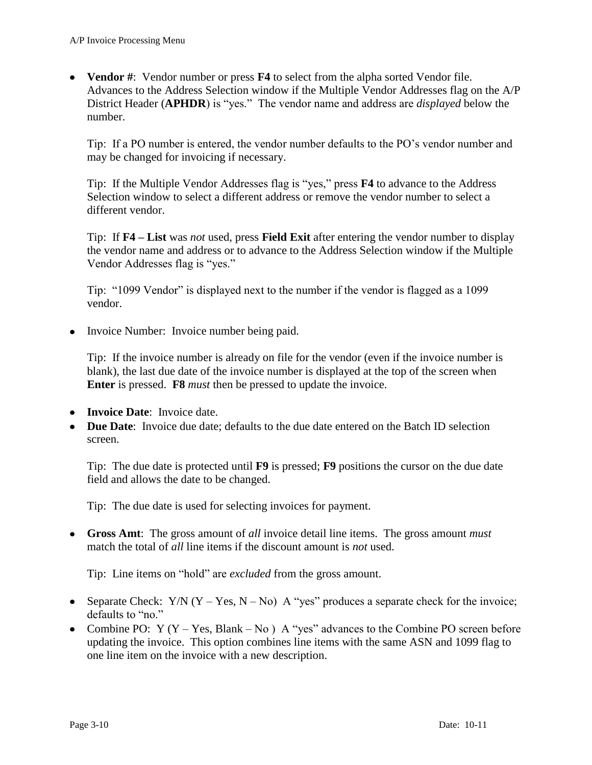- **Vendor #**: Vendor number or press **F4** to select from the alpha sorted Vendor file. Advances to the Address Selection window if the Multiple Vendor Addresses flag on the A/P District Header (**APHDR**) is "yes." The vendor name and address are *displayed* below the number.

  Tip: If a PO number is entered, the vendor number defaults to the PO's vendor number and may be changed for invoicing if necessary.

  Tip: If the Multiple Vendor Addresses flag is "yes," press **F4** to advance to the Address Selection window to select a different address or remove the vendor number to select a different vendor.

  Tip: If **F4 – List** was *not* used, press **Field Exit** after entering the vendor number to display the vendor name and address or to advance to the Address Selection window if the Multiple Vendor Addresses flag is "yes."

  Tip: "1099 Vendor" is displayed next to the number if the vendor is flagged as a 1099 vendor.

- Invoice Number: Invoice number being paid.

  Tip: If the invoice number is already on file for the vendor (even if the invoice number is blank), the last due date of the invoice number is displayed at the top of the screen when **Enter** is pressed. **F8** *must* then be pressed to update the invoice.

- **Invoice Date**: Invoice date.
- **Due Date**: Invoice due date; defaults to the due date entered on the Batch ID selection screen.

  Tip: The due date is protected until **F9** is pressed; **F9** positions the cursor on the due date field and allows the date to be changed.

  Tip: The due date is used for selecting invoices for payment.

- **Gross Amt**: The gross amount of *all* invoice detail line items. The gross amount *must* match the total of *all* line items if the discount amount is *not* used.

  Tip: Line items on "hold" are *excluded* from the gross amount.

- Separate Check: Y/N (Y – Yes, N – No) A "yes" produces a separate check for the invoice; defaults to "no."
- Combine PO: Y (Y – Yes, Blank – No ) A "yes" advances to the Combine PO screen before updating the invoice. This option combines line items with the same ASN and 1099 flag to one line item on the invoice with a new description.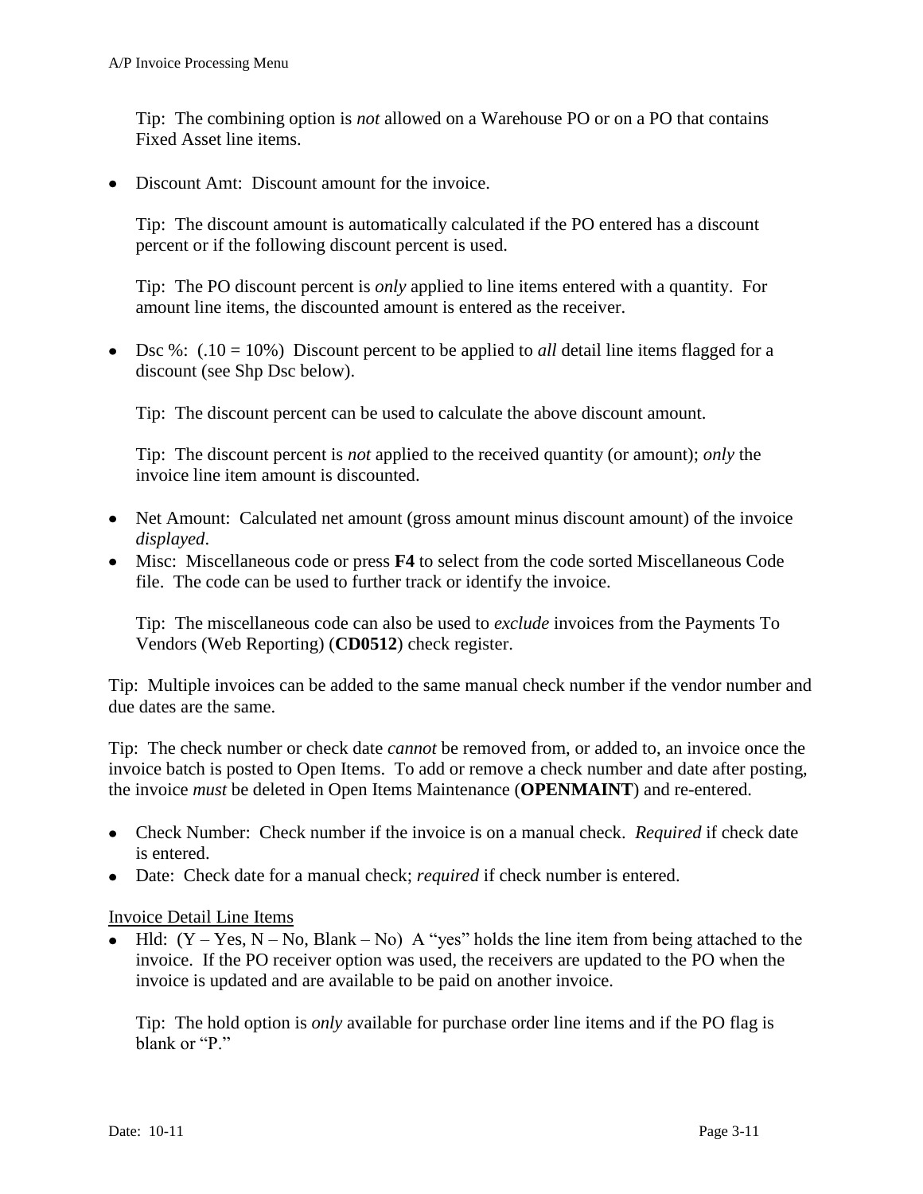Tip: The combining option is *not* allowed on a Warehouse PO or on a PO that contains Fixed Asset line items.

- Discount Amt: Discount amount for the invoice.

  Tip: The discount amount is automatically calculated if the PO entered has a discount percent or if the following discount percent is used.

  Tip: The PO discount percent is *only* applied to line items entered with a quantity. For amount line items, the discounted amount is entered as the receiver.

- Dsc %: (.10 = 10%) Discount percent to be applied to *all* detail line items flagged for a discount (see Shp Dsc below).

  Tip: The discount percent can be used to calculate the above discount amount.

  Tip: The discount percent is *not* applied to the received quantity (or amount); *only* the invoice line item amount is discounted.

- Net Amount: Calculated net amount (gross amount minus discount amount) of the invoice *displayed*.
- Misc: Miscellaneous code or press **F4** to select from the code sorted Miscellaneous Code file. The code can be used to further track or identify the invoice.

  Tip: The miscellaneous code can also be used to *exclude* invoices from the Payments To Vendors (Web Reporting) (**CD0512**) check register.

Tip: Multiple invoices can be added to the same manual check number if the vendor number and due dates are the same.

Tip: The check number or check date *cannot* be removed from, or added to, an invoice once the invoice batch is posted to Open Items. To add or remove a check number and date after posting, the invoice *must* be deleted in Open Items Maintenance (**OPENMAINT**) and re-entered.

- Check Number: Check number if the invoice is on a manual check. *Required* if check date is entered.
- Date: Check date for a manual check; *required* if check number is entered.

<u>Invoice Detail Line Items</u>

- Hld: (Y – Yes, N – No, Blank – No) A "yes" holds the line item from being attached to the invoice. If the PO receiver option was used, the receivers are updated to the PO when the invoice is updated and are available to be paid on another invoice.

  Tip: The hold option is *only* available for purchase order line items and if the PO flag is blank or "P."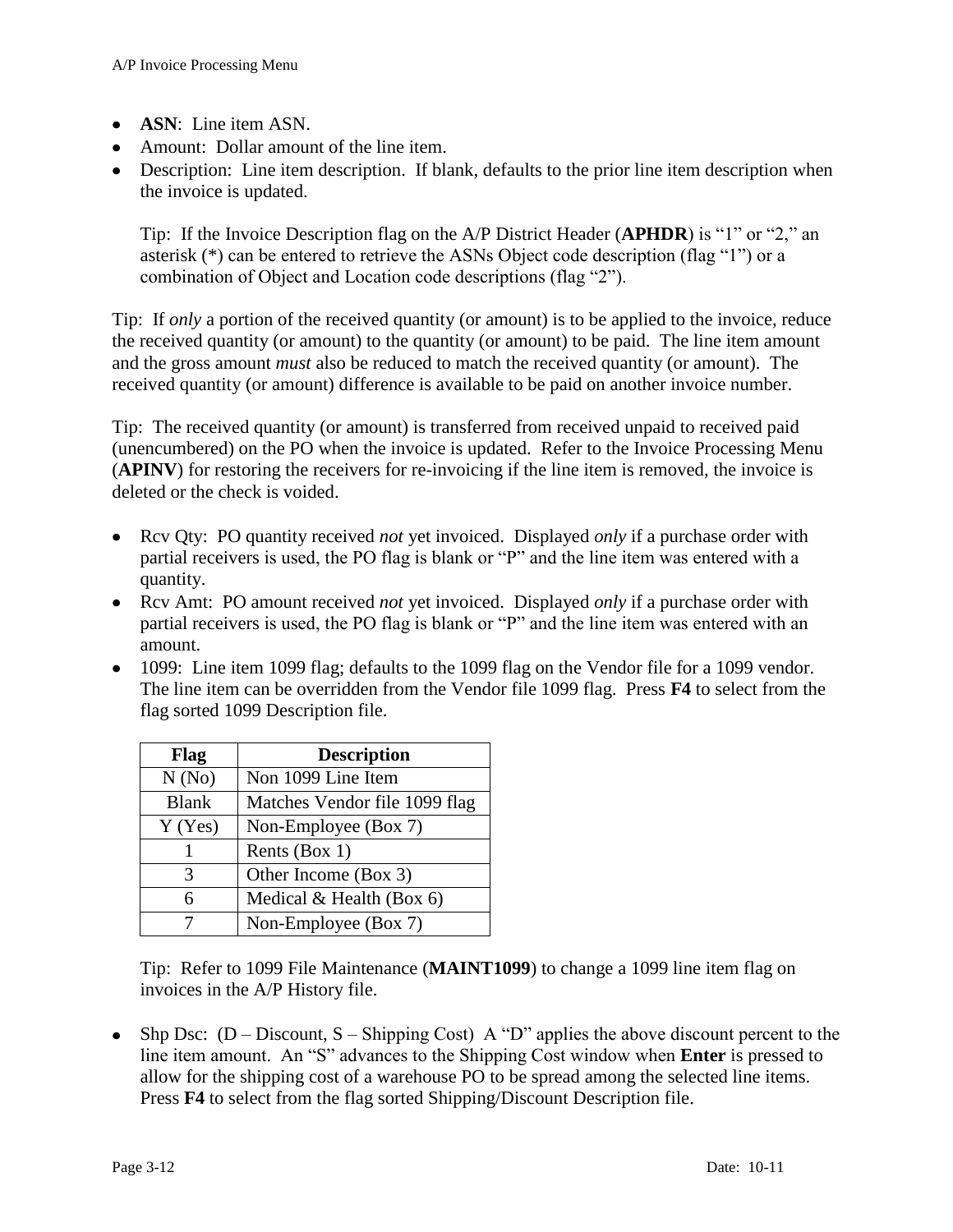- **ASN**: Line item ASN.
- Amount: Dollar amount of the line item.
- Description: Line item description. If blank, defaults to the prior line item description when the invoice is updated.

  Tip: If the Invoice Description flag on the A/P District Header (**APHDR**) is "1" or "2," an asterisk (*) can be entered to retrieve the ASNs Object code description (flag "1") or a combination of Object and Location code descriptions (flag "2").

Tip: If *only* a portion of the received quantity (or amount) is to be applied to the invoice, reduce the received quantity (or amount) to the quantity (or amount) to be paid. The line item amount and the gross amount *must* also be reduced to match the received quantity (or amount). The received quantity (or amount) difference is available to be paid on another invoice number.

Tip: The received quantity (or amount) is transferred from received unpaid to received paid (unencumbered) on the PO when the invoice is updated. Refer to the Invoice Processing Menu (**APINV**) for restoring the receivers for re-invoicing if the line item is removed, the invoice is deleted or the check is voided.

- Rcv Qty: PO quantity received *not* yet invoiced. Displayed *only* if a purchase order with partial receivers is used, the PO flag is blank or "P" and the line item was entered with a quantity.
- Rcv Amt: PO amount received *not* yet invoiced. Displayed *only* if a purchase order with partial receivers is used, the PO flag is blank or "P" and the line item was entered with an amount.
- 1099: Line item 1099 flag; defaults to the 1099 flag on the Vendor file for a 1099 vendor. The line item can be overridden from the Vendor file 1099 flag. Press **F4** to select from the flag sorted 1099 Description file.

| Flag | Description |
|---|---|
| N (No) | Non 1099 Line Item |
| Blank | Matches Vendor file 1099 flag |
| Y (Yes) | Non-Employee (Box 7) |
| 1 | Rents (Box 1) |
| 3 | Other Income (Box 3) |
| 6 | Medical & Health (Box 6) |
| 7 | Non-Employee (Box 7) |

  Tip: Refer to 1099 File Maintenance (**MAINT1099**) to change a 1099 line item flag on invoices in the A/P History file.

- Shp Dsc: (D – Discount, S – Shipping Cost) A "D" applies the above discount percent to the line item amount. An "S" advances to the Shipping Cost window when **Enter** is pressed to allow for the shipping cost of a warehouse PO to be spread among the selected line items. Press **F4** to select from the flag sorted Shipping/Discount Description file.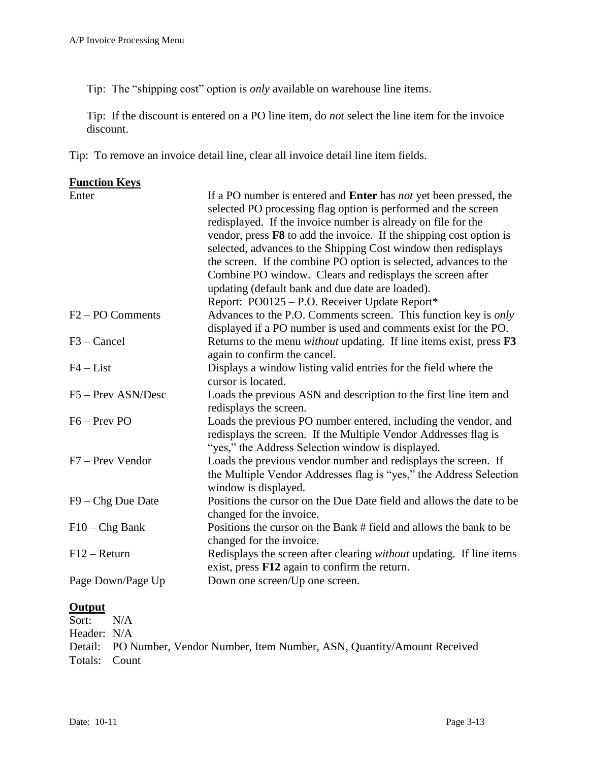Tip: The "shipping cost" option is *only* available on warehouse line items.

Tip: If the discount is entered on a PO line item, do *not* select the line item for the invoice discount.

Tip: To remove an invoice detail line, clear all invoice detail line item fields.

**Function Keys**

| | |
|---|---|
| Enter | If a PO number is entered and **Enter** has *not* yet been pressed, the selected PO processing flag option is performed and the screen redisplayed. If the invoice number is already on file for the vendor, press **F8** to add the invoice. If the shipping cost option is selected, advances to the Shipping Cost window then redisplays the screen. If the combine PO option is selected, advances to the Combine PO window. Clears and redisplays the screen after updating (default bank and due date are loaded). Report: PO0125 – P.O. Receiver Update Report* |
| F2 – PO Comments | Advances to the P.O. Comments screen. This function key is *only* displayed if a PO number is used and comments exist for the PO. |
| F3 – Cancel | Returns to the menu *without* updating. If line items exist, press **F3** again to confirm the cancel. |
| F4 – List | Displays a window listing valid entries for the field where the cursor is located. |
| F5 – Prev ASN/Desc | Loads the previous ASN and description to the first line item and redisplays the screen. |
| F6 – Prev PO | Loads the previous PO number entered, including the vendor, and redisplays the screen. If the Multiple Vendor Addresses flag is "yes," the Address Selection window is displayed. |
| F7 – Prev Vendor | Loads the previous vendor number and redisplays the screen. If the Multiple Vendor Addresses flag is "yes," the Address Selection window is displayed. |
| F9 – Chg Due Date | Positions the cursor on the Due Date field and allows the date to be changed for the invoice. |
| F10 – Chg Bank | Positions the cursor on the Bank # field and allows the bank to be changed for the invoice. |
| F12 – Return | Redisplays the screen after clearing *without* updating. If line items exist, press **F12** again to confirm the return. |
| Page Down/Page Up | Down one screen/Up one screen. |

**Output**

Sort: N/A
Header: N/A
Detail: PO Number, Vendor Number, Item Number, ASN, Quantity/Amount Received
Totals: Count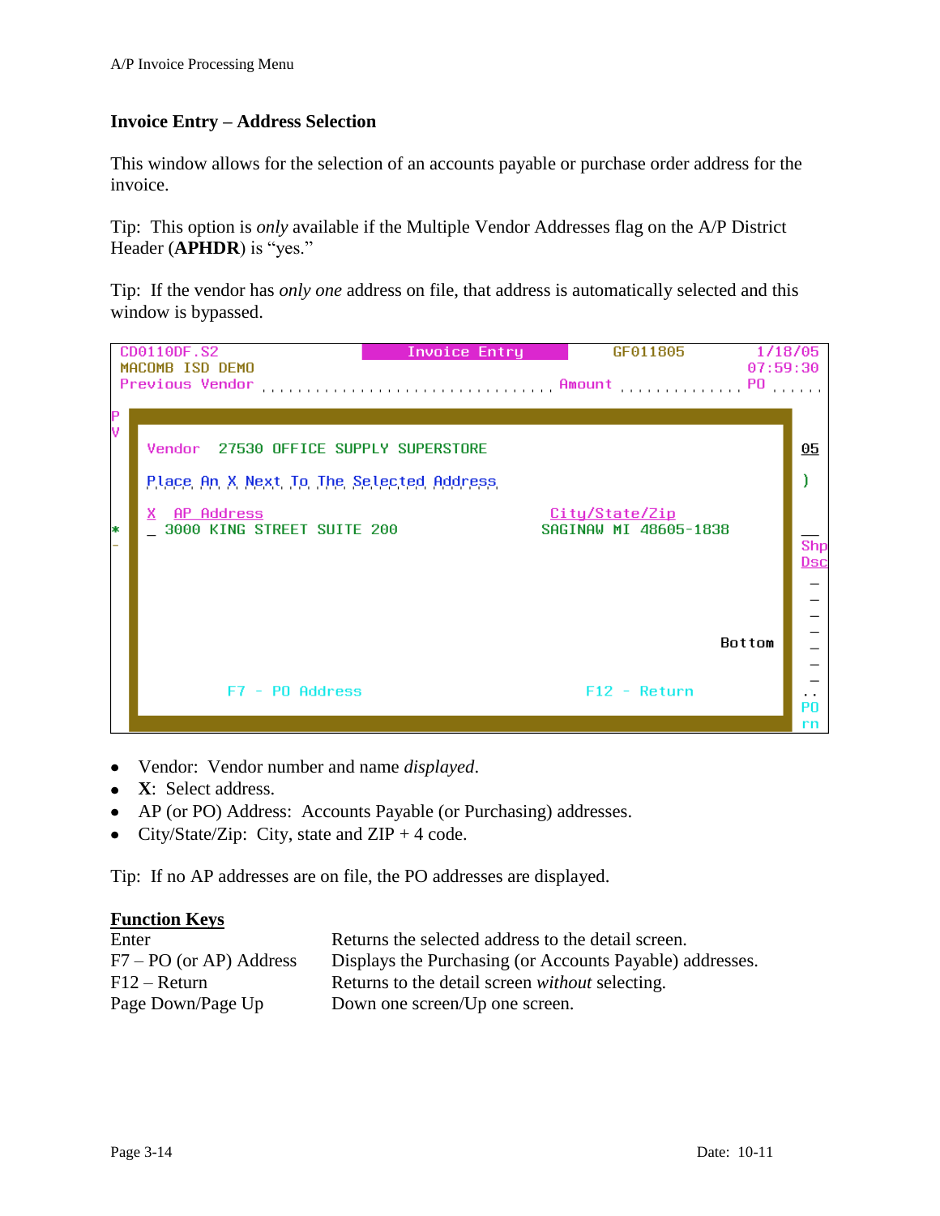## Invoice Entry – Address Selection

This window allows for the selection of an accounts payable or purchase order address for the invoice.

Tip: This option is *only* available if the Multiple Vendor Addresses flag on the A/P District Header (**APHDR**) is "yes."

Tip: If the vendor has *only one* address on file, that address is automatically selected and this window is bypassed.

```
CD0110DF.S2              Invoice Entry         GF011805        1/18/05
MACOMB ISD DEMO                                                07:59:30
Previous Vendor ............................... Amount ............. PO ......

   Vendor  27530 OFFICE SUPPLY SUPERSTORE

   Place An X Next To The Selected Address

   X  AP Address                              City/State/Zip
   _  3000 KING STREET SUITE 200              SAGINAW MI 48605-1838

                                                                   Bottom

        F7 - PO Address                    F12 - Return
```

- Vendor: Vendor number and name *displayed*.
- **X**: Select address.
- AP (or PO) Address: Accounts Payable (or Purchasing) addresses.
- City/State/Zip: City, state and ZIP + 4 code.

Tip: If no AP addresses are on file, the PO addresses are displayed.

### Function Keys

| | |
|---|---|
| Enter | Returns the selected address to the detail screen. |
| F7 – PO (or AP) Address | Displays the Purchasing (or Accounts Payable) addresses. |
| F12 – Return | Returns to the detail screen *without* selecting. |
| Page Down/Page Up | Down one screen/Up one screen. |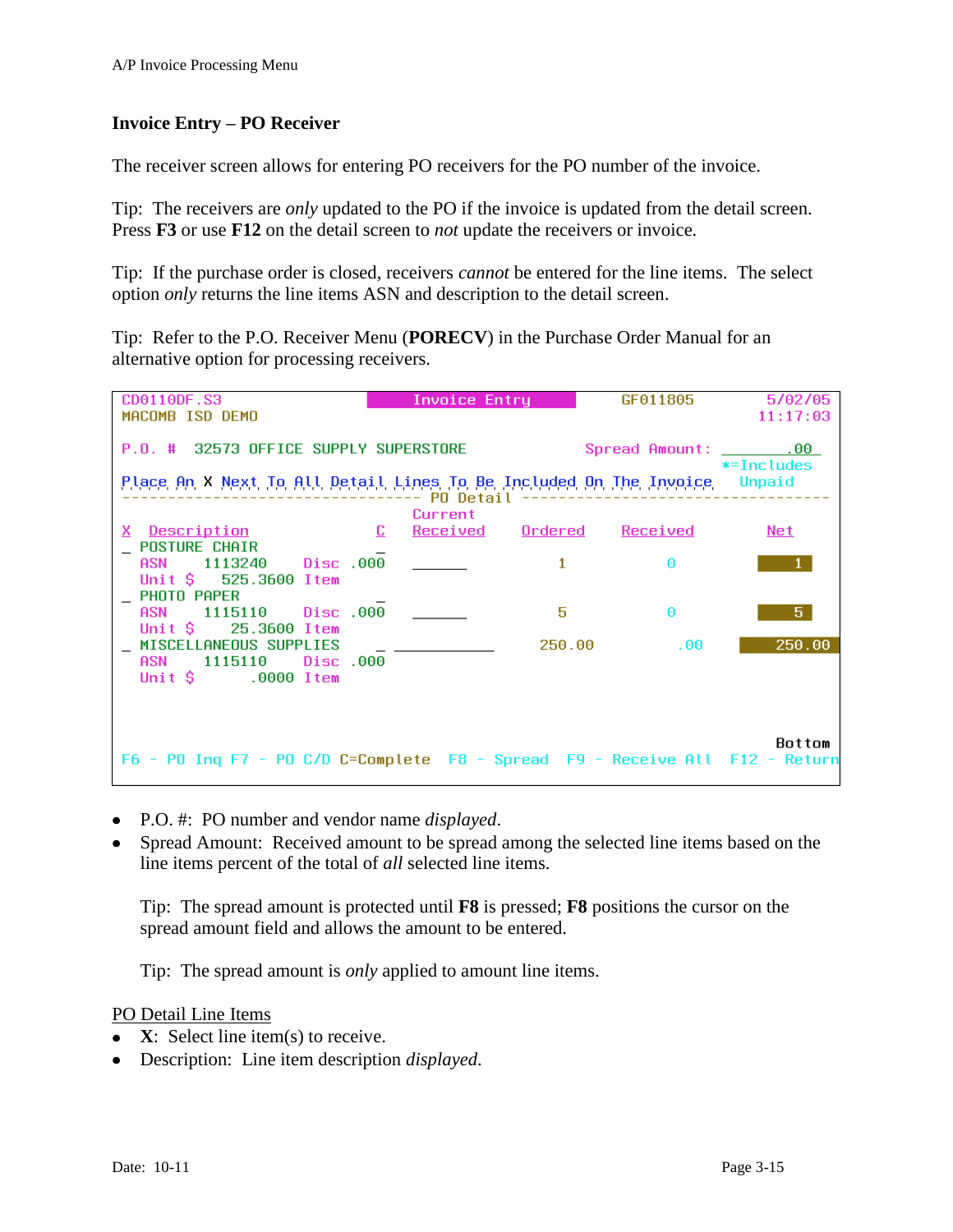## Invoice Entry – PO Receiver

The receiver screen allows for entering PO receivers for the PO number of the invoice.

Tip: The receivers are *only* updated to the PO if the invoice is updated from the detail screen. Press **F3** or use **F12** on the detail screen to *not* update the receivers or invoice.

Tip: If the purchase order is closed, receivers *cannot* be entered for the line items. The select option *only* returns the line items ASN and description to the detail screen.

Tip: Refer to the P.O. Receiver Menu (**PORECV**) in the Purchase Order Manual for an alternative option for processing receivers.

```
CD0110DF.S3                          Invoice Entry         GF011805        5/02/05
MACOMB ISD DEMO                                                           11:17:03

P.O. #  32573 OFFICE SUPPLY SUPERSTORE                 Spread Amount:  ________.00
                                                                     *=Includes
Place An X Next To All Detail Lines To Be Included On The Invoice    Unpaid
--------------------------------- PO Detail ---------------------------------
                                     Current
X  Description                  C    Received      Ordered      Received       Net
_  POSTURE CHAIR                _
   ASN     1113240    Disc .000      ______           1             0            1
   Unit $    525.3600 Item
_  PHOTO PAPER                  _
   ASN     1115110    Disc .000      ______           5             0            5
   Unit $     25.3600 Item
_  MISCELLANEOUS SUPPLIES       _  ___________     250.00          .00       250.00
   ASN     1115110    Disc .000
   Unit $       .0000 Item

                                                                          Bottom
F6 - PO Inq F7 - PO C/D C=Complete  F8 - Spread  F9 - Receive All  F12 - Return
```

- P.O. #: PO number and vendor name *displayed*.
- Spread Amount: Received amount to be spread among the selected line items based on the line items percent of the total of *all* selected line items.

  Tip: The spread amount is protected until **F8** is pressed; **F8** positions the cursor on the spread amount field and allows the amount to be entered.

  Tip: The spread amount is *only* applied to amount line items.

PO Detail Line Items

- **X**: Select line item(s) to receive.
- Description: Line item description *displayed*.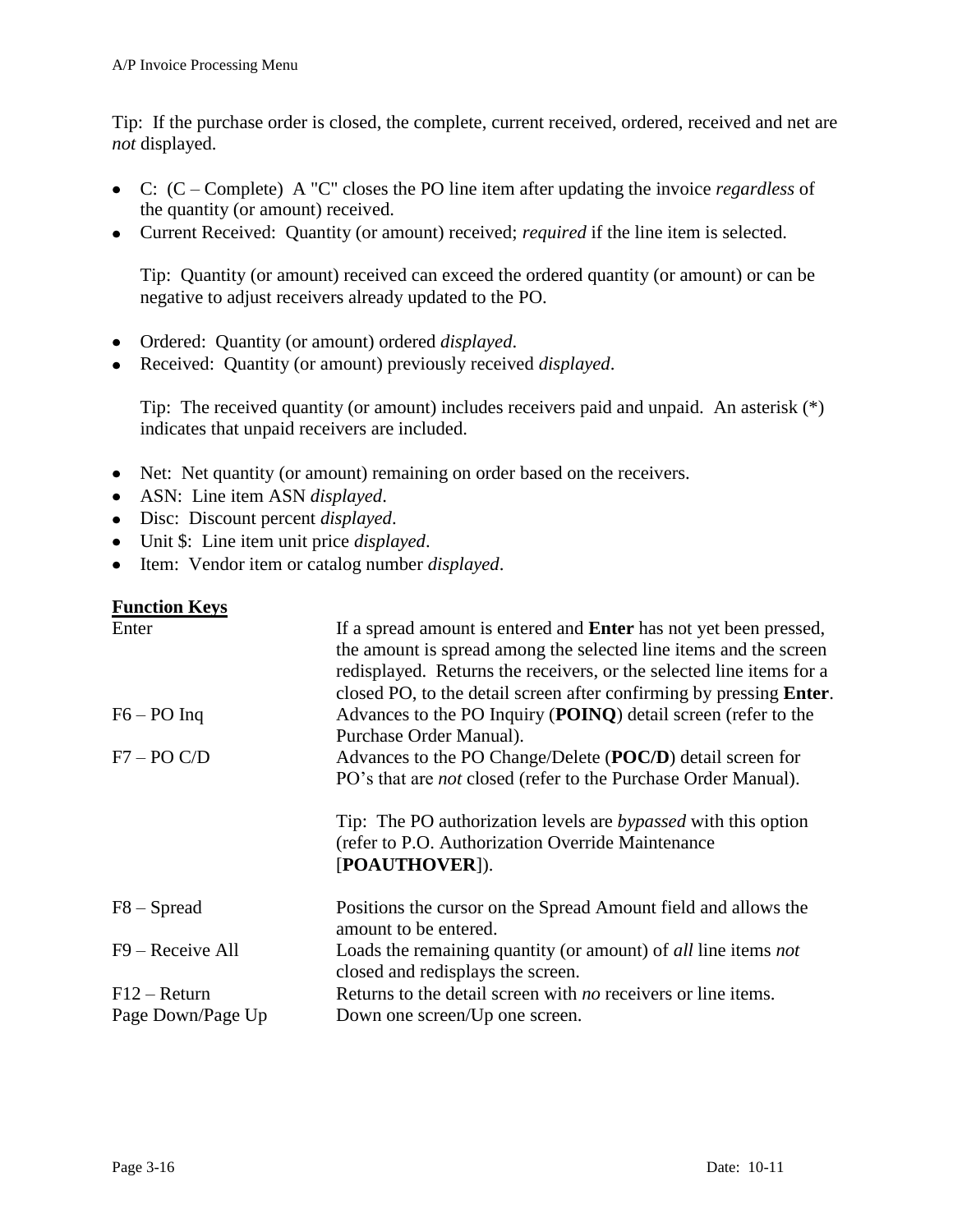Tip: If the purchase order is closed, the complete, current received, ordered, received and net are *not* displayed.

- C: (C – Complete) A "C" closes the PO line item after updating the invoice *regardless* of the quantity (or amount) received.
- Current Received: Quantity (or amount) received; *required* if the line item is selected.

  Tip: Quantity (or amount) received can exceed the ordered quantity (or amount) or can be negative to adjust receivers already updated to the PO.

- Ordered: Quantity (or amount) ordered *displayed*.
- Received: Quantity (or amount) previously received *displayed*.

  Tip: The received quantity (or amount) includes receivers paid and unpaid. An asterisk (*) indicates that unpaid receivers are included.

- Net: Net quantity (or amount) remaining on order based on the receivers.
- ASN: Line item ASN *displayed*.
- Disc: Discount percent *displayed*.
- Unit $: Line item unit price *displayed*.
- Item: Vendor item or catalog number *displayed*.

**Function Keys**

| | |
|---|---|
| Enter | If a spread amount is entered and **Enter** has not yet been pressed, the amount is spread among the selected line items and the screen redisplayed. Returns the receivers, or the selected line items for a closed PO, to the detail screen after confirming by pressing **Enter**. |
| F6 – PO Inq | Advances to the PO Inquiry (**POINQ**) detail screen (refer to the Purchase Order Manual). |
| F7 – PO C/D | Advances to the PO Change/Delete (**POC/D**) detail screen for PO's that are *not* closed (refer to the Purchase Order Manual).<br><br>Tip: The PO authorization levels are *bypassed* with this option (refer to P.O. Authorization Override Maintenance [**POAUTHOVER**]). |
| F8 – Spread | Positions the cursor on the Spread Amount field and allows the amount to be entered. |
| F9 – Receive All | Loads the remaining quantity (or amount) of *all* line items *not* closed and redisplays the screen. |
| F12 – Return | Returns to the detail screen with *no* receivers or line items. |
| Page Down/Page Up | Down one screen/Up one screen. |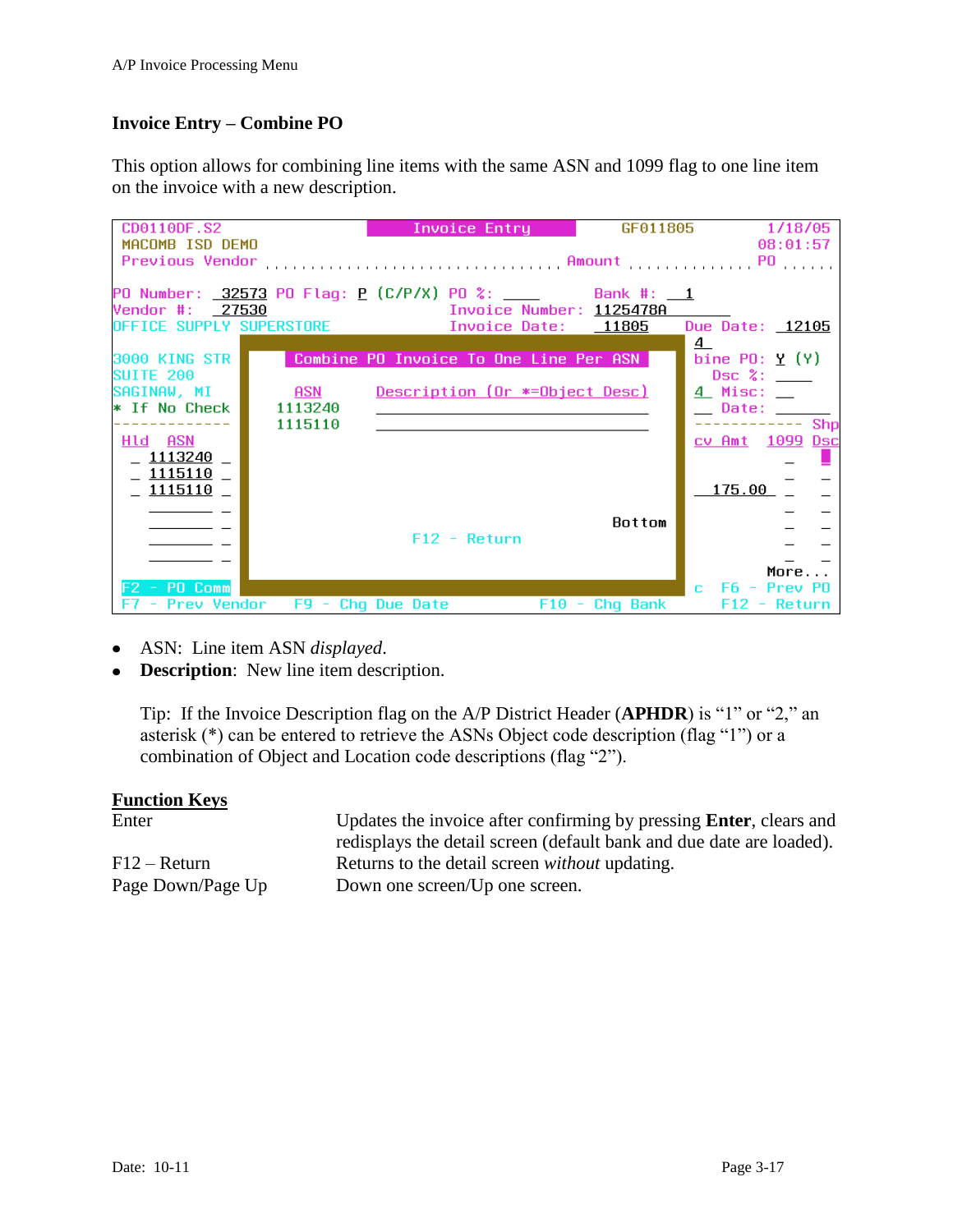## Invoice Entry – Combine PO

This option allows for combining line items with the same ASN and 1099 flag to one line item on the invoice with a new description.

```
CD0110DF.S2              Invoice Entry        GF011805        1/18/05
MACOMB ISD DEMO                                               08:01:57
Previous Vendor ................................ Amount ............ PO ......

PO Number:  32573 PO Flag: P (C/P/X) PO %: ____      Bank #:  1
Vendor #:   27530                       Invoice Number: 1125478A
OFFICE SUPPLY SUPERSTORE                Invoice Date:   11805   Due Date:  12105
                                                                4
3000 KING STR   Combine PO Invoice To One Line Per ASN         bine PO: Y (Y)
SUITE 200                                                       Dsc %: ____
SAGINAW, MI       ASN       Description (Or *=Object Desc)     4  Misc: __
* If No Check   1113240     ______________________________     __ Date: _______
-------------   1115110     ______________________________     ------------ Shp
Hld  ASN                                                       cv Amt  1099 Dsc
_ 1113240 _                                                              _  _
_ 1115110 _                                                              _  _
_ 1115110 _                                                      175.00  _  _
  _______ _                                                              _  _
  _______ _                                              Bottom          _  _
  _______ _                      F12 - Return                            _  _
  _______ _                                                              More...
F2 - PO Comm                                                     c  F6 - Prev PO
F7 - Prev Vendor   F9 - Chg Due Date       F10 - Chg Bank          F12 - Return
```

- ASN: Line item ASN *displayed*.
- **Description**: New line item description.

  Tip: If the Invoice Description flag on the A/P District Header (**APHDR**) is "1" or "2," an asterisk (*) can be entered to retrieve the ASNs Object code description (flag "1") or a combination of Object and Location code descriptions (flag "2").

**Function Keys**

| | |
|---|---|
| Enter | Updates the invoice after confirming by pressing **Enter**, clears and redisplays the detail screen (default bank and due date are loaded). |
| F12 – Return | Returns to the detail screen *without* updating. |
| Page Down/Page Up | Down one screen/Up one screen. |

Date: 10-11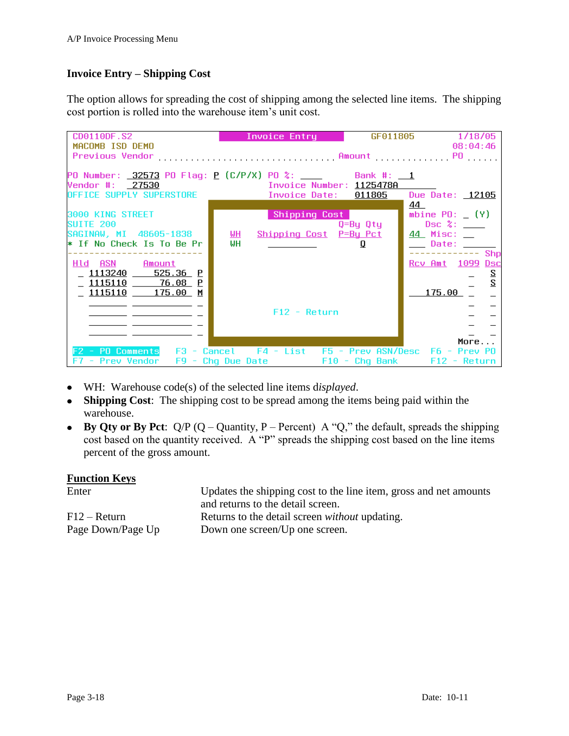## Invoice Entry – Shipping Cost

The option allows for spreading the cost of shipping among the selected line items. The shipping cost portion is rolled into the warehouse item's unit cost.

```
CD0110DF.S2                  Invoice Entry        GF011805        1/18/05
MACOMB ISD DEMO                                                  08:04:46
Previous Vendor .................................. Amount ............. PO ......

PO Number:  32573 PO Flag: P (C/P/X) PO %: ____      Bank #:  1
Vendor #:   27530                  Invoice Number: 1125478A
OFFICE SUPPLY SUPERSTORE           Invoice Date:   011805    Due Date:  12105
                         +----------------------------------+ 44
3000 KING STREET         |         Shipping Cost            | mbine PO: _ (Y)
SUITE 200                |                       Q=By Qty   |   Dsc %: ____
SAGINAW, MI  48605-1838  |  WH   Shipping Cost   P=By Pct   | 44  Misc: __
* If No Check Is To Be Pr|  WH   __________         Q       | ___ Date: _______
-------------------------|                                  | ----------- Shp
Hld  ASN       Amount    |                                  | Rcv Amt  1099 Dsc
 _  1113240    525.36  P |                                  |           _    S
 _  1115110     76.08  P |                                  |           _    S
 _  1115110    175.00  M |                                  |  175.00   _    _
    _______  __________ _|                                  |           _    _
    _______  __________ _|          F12 - Return            |           _    _
    _______  __________ _|                                  |           _    _
    _______  __________ _+----------------------------------+           _    _
                                                                       More...
F2 - PO Comments   F3 - Cancel     F4 - List    F5 - Prev ASN/Desc  F6 - Prev PO
F7 - Prev Vendor   F9 - Chg Due Date            F10 - Chg Bank      F12 - Return
```

- WH: Warehouse code(s) of the selected line items d*isplayed*.
- **Shipping Cost**: The shipping cost to be spread among the items being paid within the warehouse.
- **By Qty or By Pct**: Q/P (Q – Quantity, P – Percent) A "Q," the default, spreads the shipping cost based on the quantity received. A "P" spreads the shipping cost based on the line items percent of the gross amount.

**Function Keys**

| | |
|---|---|
| Enter | Updates the shipping cost to the line item, gross and net amounts and returns to the detail screen. |
| F12 – Return | Returns to the detail screen *without* updating. |
| Page Down/Page Up | Down one screen/Up one screen. |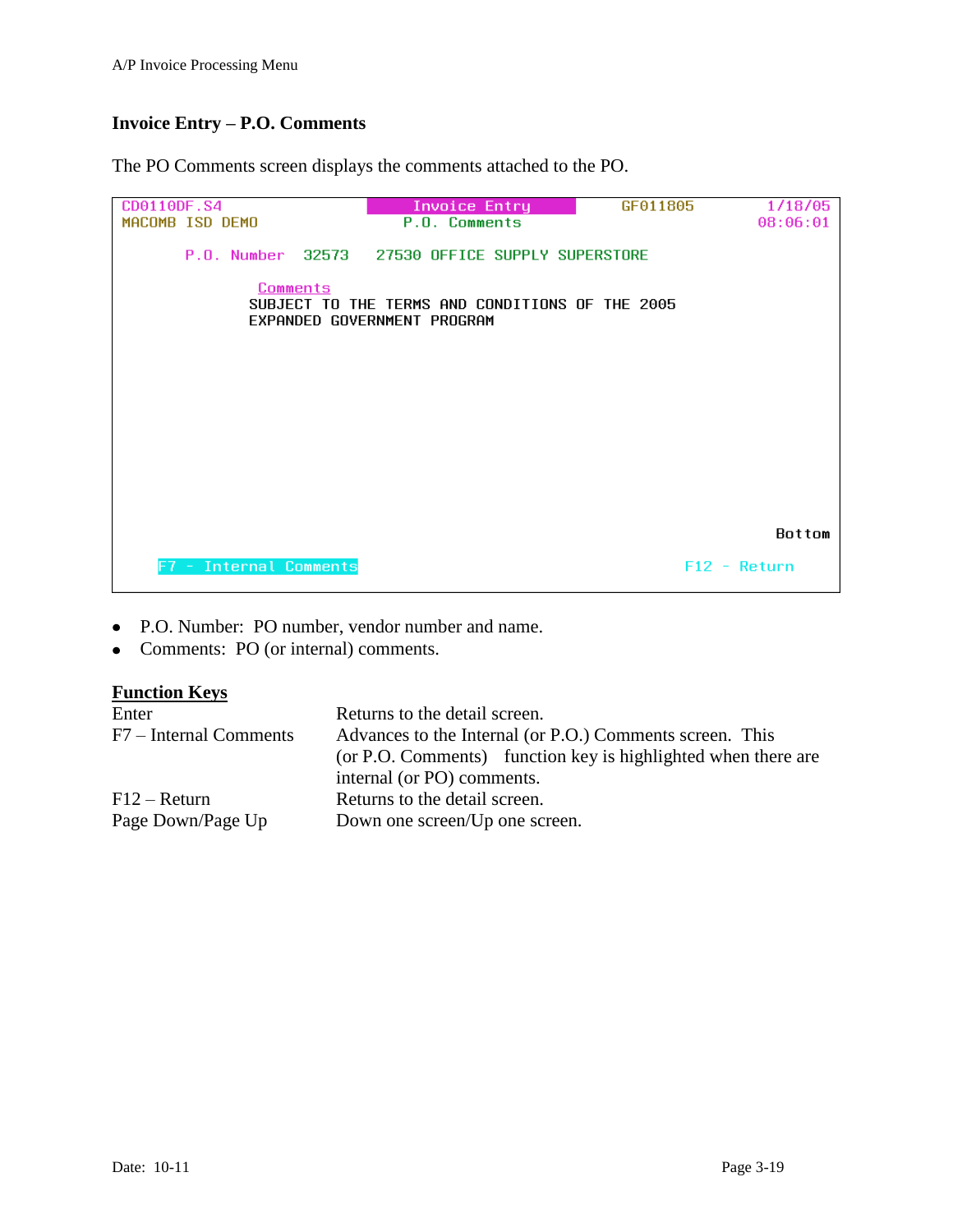## Invoice Entry – P.O. Comments

The PO Comments screen displays the comments attached to the PO.

```
CD0110DF.S4                    Invoice Entry        GF011805          1/18/05
MACOMB ISD DEMO                P.O. Comments                          08:06:01

     P.O. Number  32573   27530 OFFICE SUPPLY SUPERSTORE

               Comments
               SUBJECT TO THE TERMS AND CONDITIONS OF THE 2005
               EXPANDED GOVERNMENT PROGRAM


                                                                       Bottom
   F7 - Internal Comments                                  F12 - Return
```

- P.O. Number: PO number, vendor number and name.
- Comments: PO (or internal) comments.

**Function Keys**

| | |
|---|---|
| Enter | Returns to the detail screen. |
| F7 – Internal Comments | Advances to the Internal (or P.O.) Comments screen. This (or P.O. Comments) function key is highlighted when there are internal (or PO) comments. |
| F12 – Return | Returns to the detail screen. |
| Page Down/Page Up | Down one screen/Up one screen. |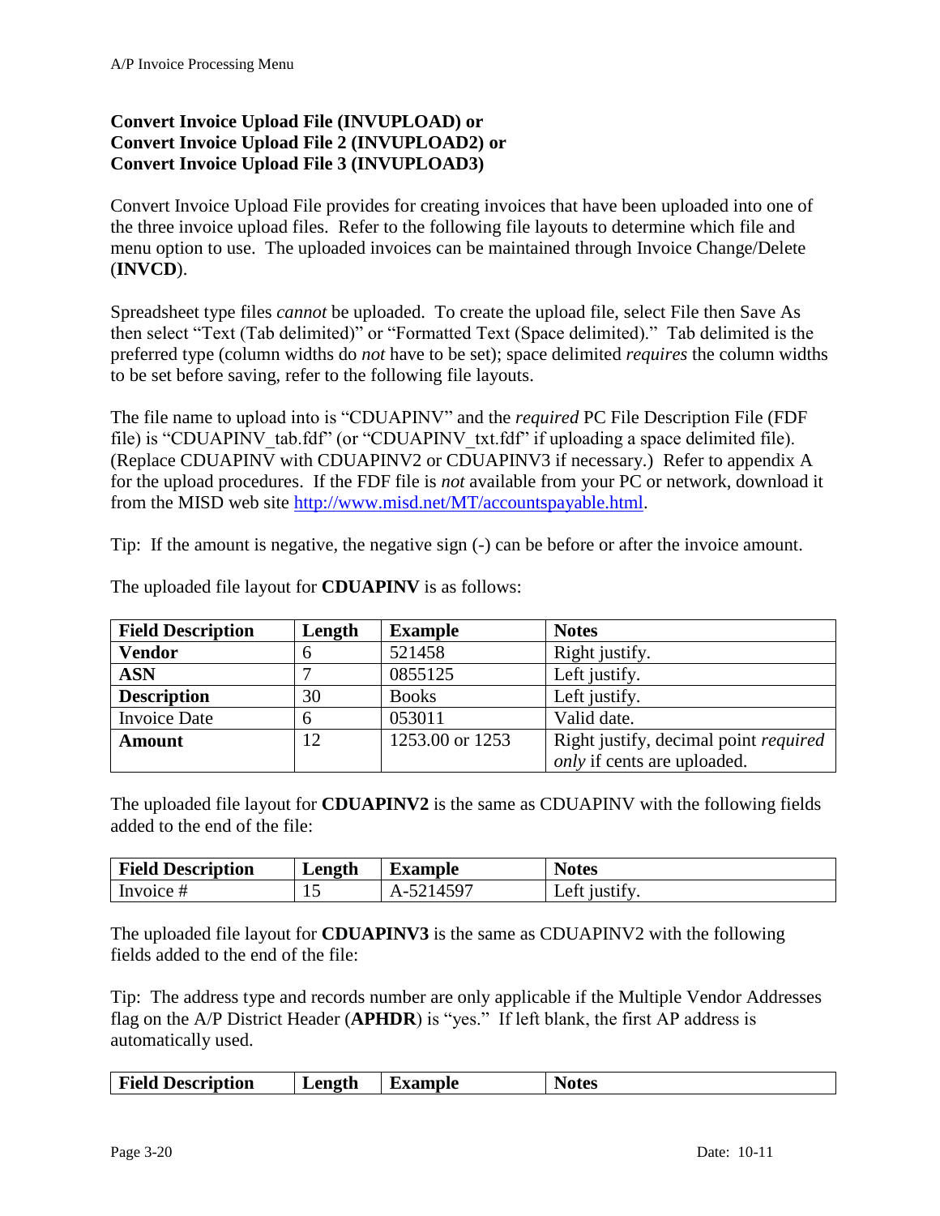## Convert Invoice Upload File (INVUPLOAD) or Convert Invoice Upload File 2 (INVUPLOAD2) or Convert Invoice Upload File 3 (INVUPLOAD3)

Convert Invoice Upload File provides for creating invoices that have been uploaded into one of the three invoice upload files. Refer to the following file layouts to determine which file and menu option to use. The uploaded invoices can be maintained through Invoice Change/Delete (**INVCD**).

Spreadsheet type files *cannot* be uploaded. To create the upload file, select File then Save As then select "Text (Tab delimited)" or "Formatted Text (Space delimited)." Tab delimited is the preferred type (column widths do *not* have to be set); space delimited *requires* the column widths to be set before saving, refer to the following file layouts.

The file name to upload into is "CDUAPINV" and the *required* PC File Description File (FDF file) is "CDUAPINV_tab.fdf" (or "CDUAPINV_txt.fdf" if uploading a space delimited file). (Replace CDUAPINV with CDUAPINV2 or CDUAPINV3 if necessary.) Refer to appendix A for the upload procedures. If the FDF file is *not* available from your PC or network, download it from the MISD web site http://www.misd.net/MT/accountspayable.html.

Tip: If the amount is negative, the negative sign (-) can be before or after the invoice amount.

The uploaded file layout for **CDUAPINV** is as follows:

| Field Description | Length | Example | Notes |
|---|---|---|---|
| **Vendor** | 6 | 521458 | Right justify. |
| **ASN** | 7 | 0855125 | Left justify. |
| **Description** | 30 | Books | Left justify. |
| Invoice Date | 6 | 053011 | Valid date. |
| **Amount** | 12 | 1253.00 or 1253 | Right justify, decimal point *required only* if cents are uploaded. |

The uploaded file layout for **CDUAPINV2** is the same as CDUAPINV with the following fields added to the end of the file:

| Field Description | Length | Example | Notes |
|---|---|---|---|
| Invoice # | 15 | A-5214597 | Left justify. |

The uploaded file layout for **CDUAPINV3** is the same as CDUAPINV2 with the following fields added to the end of the file:

Tip: The address type and records number are only applicable if the Multiple Vendor Addresses flag on the A/P District Header (**APHDR**) is "yes." If left blank, the first AP address is automatically used.

| Field Description | Length | Example | Notes |
|---|---|---|---|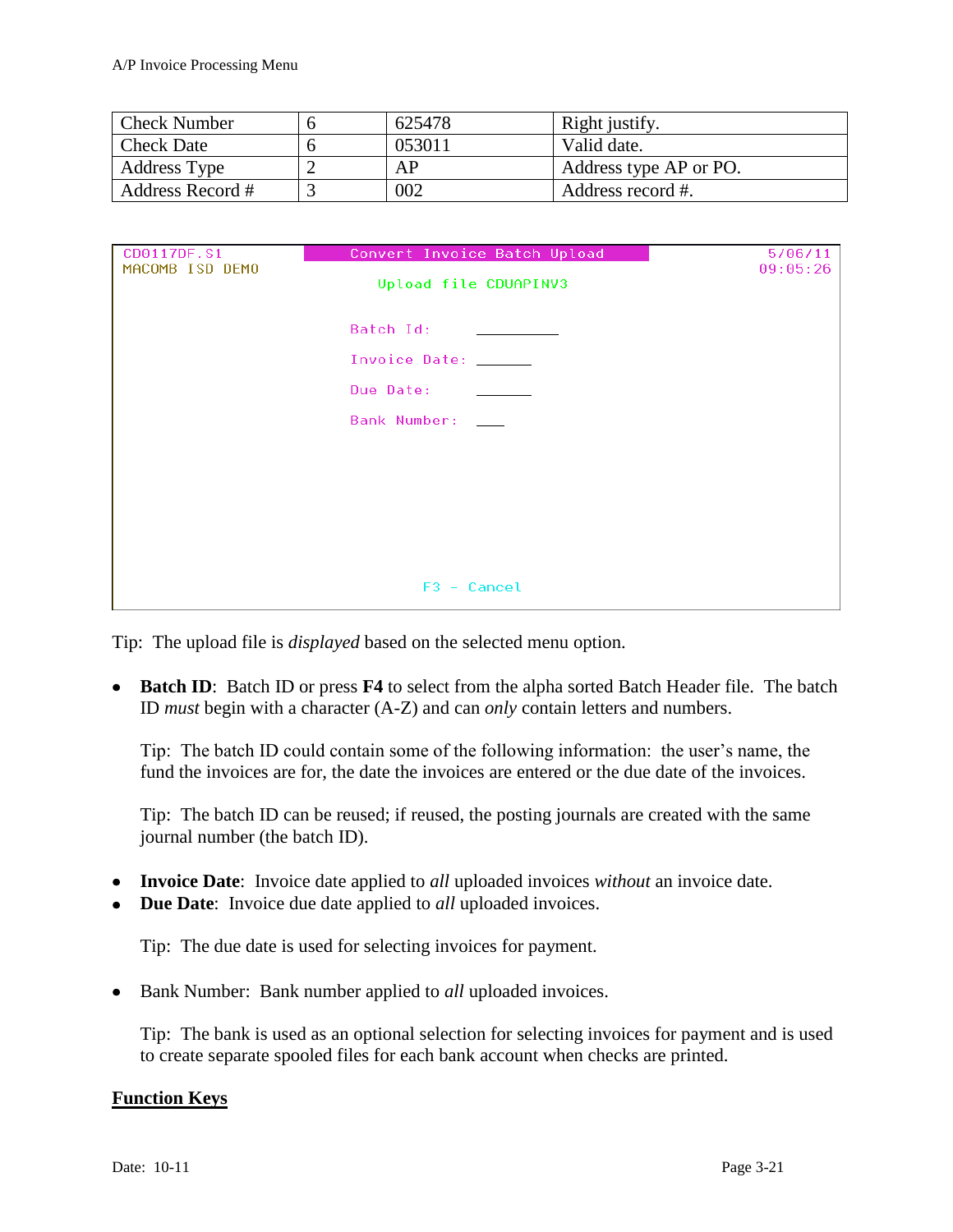| Check Number | 6 | 625478 | Right justify. |
|---|---|---|---|
| Check Date | 6 | 053011 | Valid date. |
| Address Type | 2 | AP | Address type AP or PO. |
| Address Record # | 3 | 002 | Address record #. |

```
CD0117DF.S1              Convert Invoice Batch Upload                5/06/11
MACOMB ISD DEMO                                                     09:05:26
                            Upload file CDUAPINV3

                         Batch Id:         __________

                         Invoice Date:     ______

                         Due Date:         ______

                         Bank Number:      ___



                                 F3 - Cancel
```

Tip: The upload file is *displayed* based on the selected menu option.

- **Batch ID**: Batch ID or press **F4** to select from the alpha sorted Batch Header file. The batch ID *must* begin with a character (A-Z) and can *only* contain letters and numbers.

  Tip: The batch ID could contain some of the following information: the user's name, the fund the invoices are for, the date the invoices are entered or the due date of the invoices.

  Tip: The batch ID can be reused; if reused, the posting journals are created with the same journal number (the batch ID).

- **Invoice Date**: Invoice date applied to *all* uploaded invoices *without* an invoice date.
- **Due Date**: Invoice due date applied to *all* uploaded invoices.

  Tip: The due date is used for selecting invoices for payment.

- Bank Number: Bank number applied to *all* uploaded invoices.

  Tip: The bank is used as an optional selection for selecting invoices for payment and is used to create separate spooled files for each bank account when checks are printed.

## Function Keys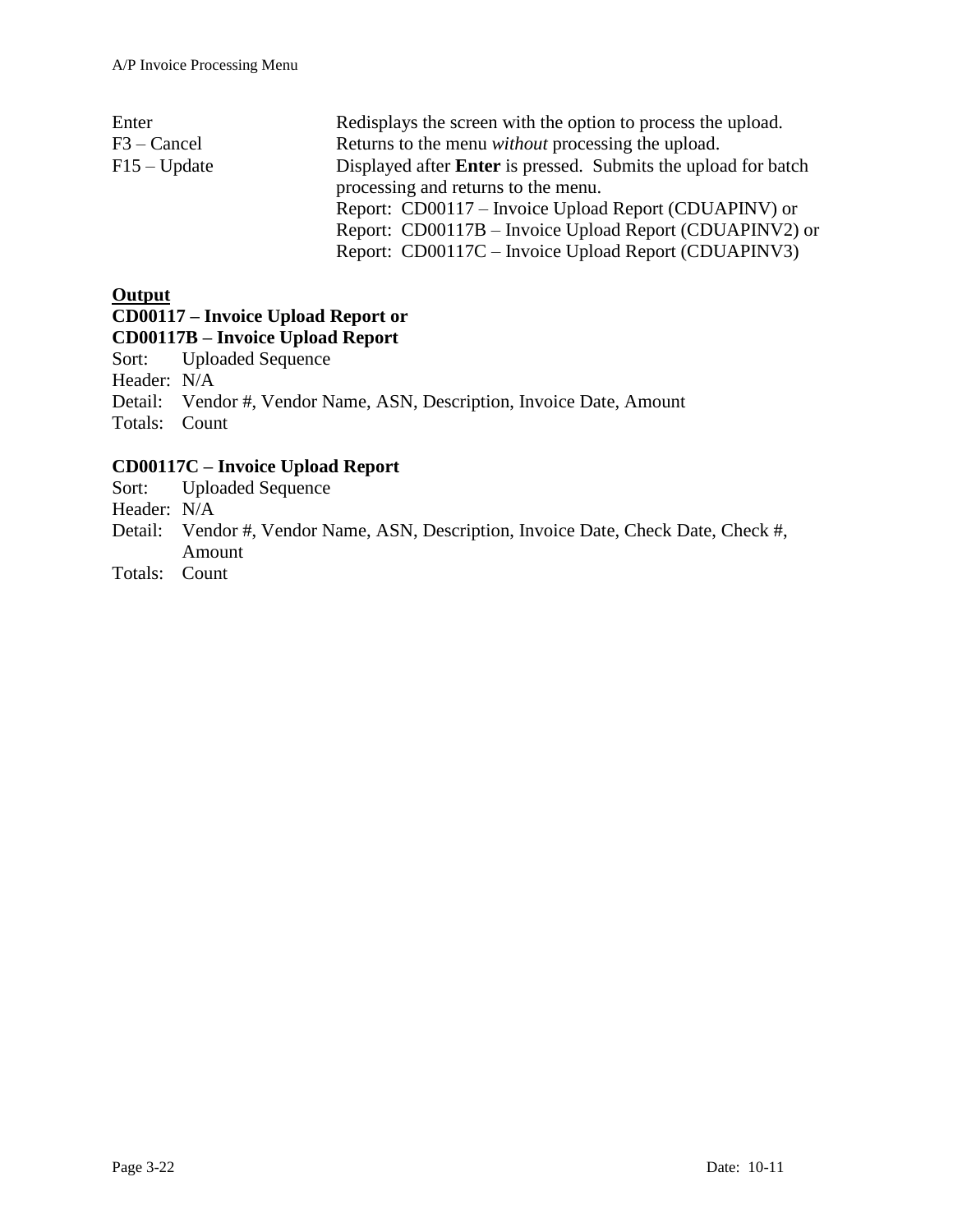| | |
|---|---|
| Enter | Redisplays the screen with the option to process the upload. |
| F3 – Cancel | Returns to the menu *without* processing the upload. |
| F15 – Update | Displayed after **Enter** is pressed. Submits the upload for batch processing and returns to the menu.<br>Report: CD00117 – Invoice Upload Report (CDUAPINV) or<br>Report: CD00117B – Invoice Upload Report (CDUAPINV2) or<br>Report: CD00117C – Invoice Upload Report (CDUAPINV3) |

**<u>Output</u>**

**CD00117 – Invoice Upload Report or**
**CD00117B – Invoice Upload Report**

Sort: Uploaded Sequence
Header: N/A
Detail: Vendor #, Vendor Name, ASN, Description, Invoice Date, Amount
Totals: Count

**CD00117C – Invoice Upload Report**

Sort: Uploaded Sequence
Header: N/A
Detail: Vendor #, Vendor Name, ASN, Description, Invoice Date, Check Date, Check #, Amount
Totals: Count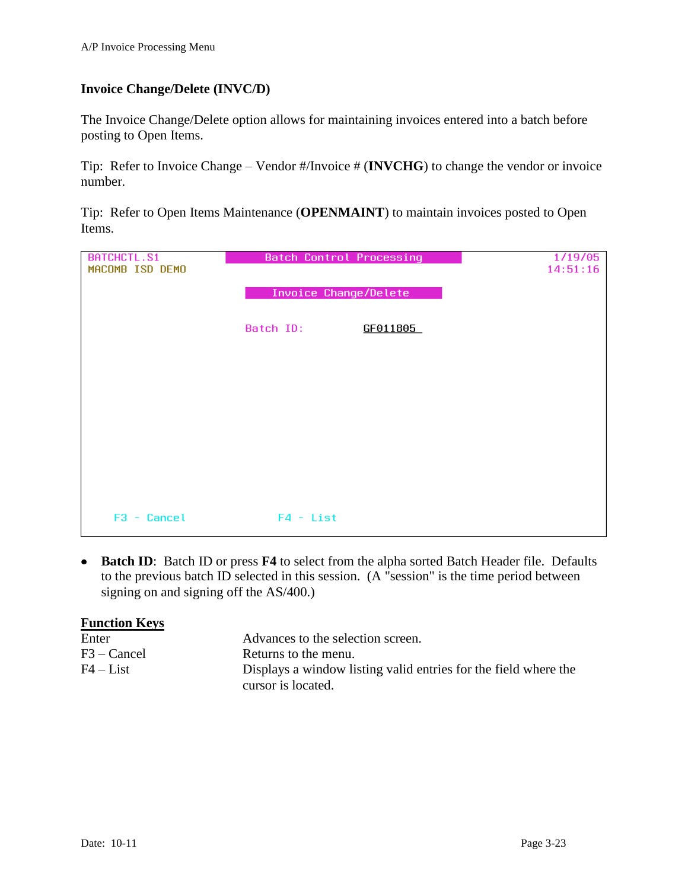## Invoice Change/Delete (INVC/D)

The Invoice Change/Delete option allows for maintaining invoices entered into a batch before posting to Open Items.

Tip: Refer to Invoice Change – Vendor #/Invoice # (**INVCHG**) to change the vendor or invoice number.

Tip: Refer to Open Items Maintenance (**OPENMAINT**) to maintain invoices posted to Open Items.

```
BATCHCTL.S1              Batch Control Processing                1/19/05
MACOMB ISD DEMO                                                  14:51:16

                           Invoice Change/Delete


                           Batch ID:          GF011805










      F3 - Cancel                F4 - List
```

- **Batch ID**: Batch ID or press **F4** to select from the alpha sorted Batch Header file. Defaults to the previous batch ID selected in this session. (A "session" is the time period between signing on and signing off the AS/400.)

**Function Keys**

| | |
|---|---|
| Enter | Advances to the selection screen. |
| F3 – Cancel | Returns to the menu. |
| F4 – List | Displays a window listing valid entries for the field where the cursor is located. |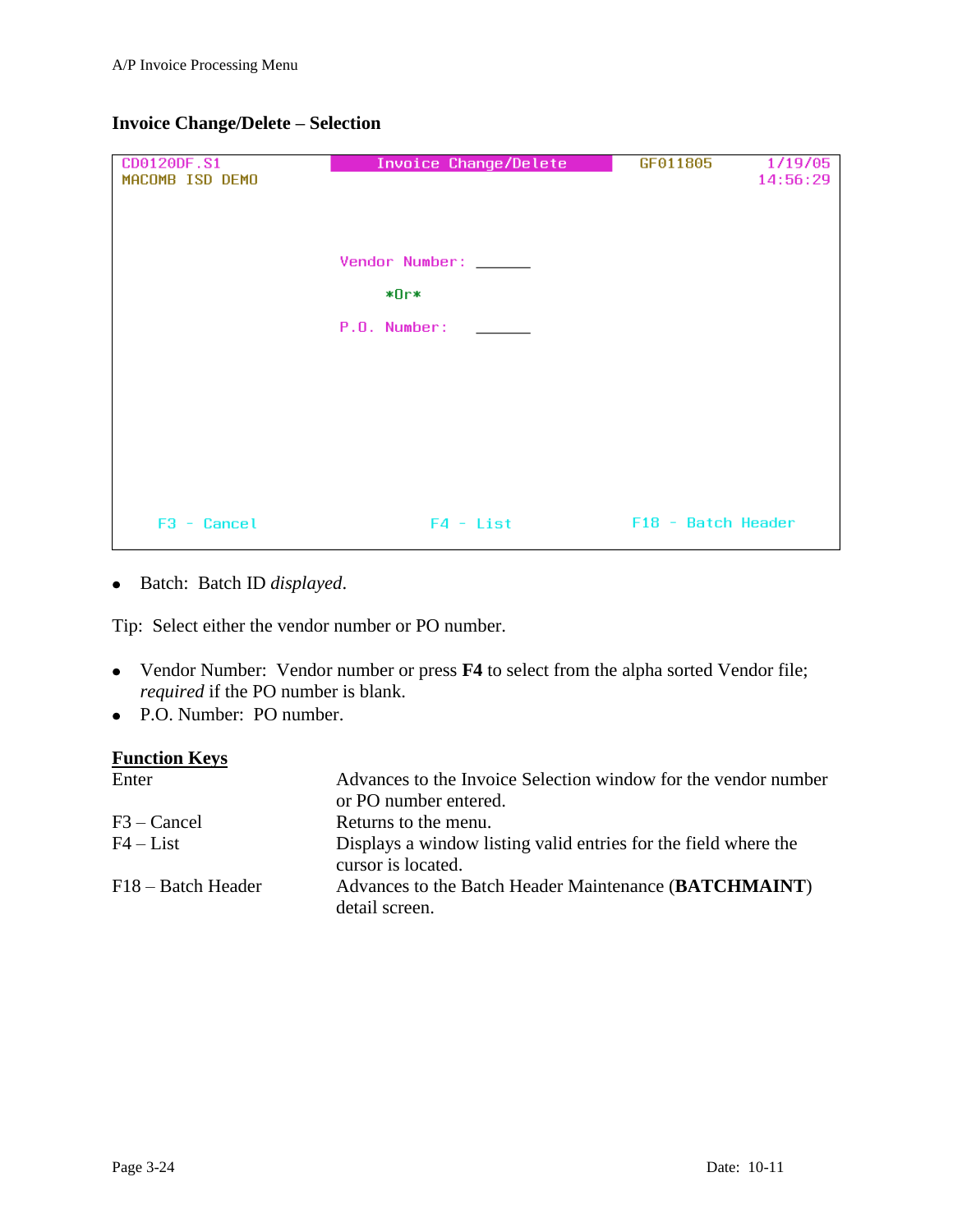## Invoice Change/Delete – Selection

```
CD0120DF.S1              Invoice Change/Delete       GF011805        1/19/05
MACOMB ISD DEMO                                                     14:56:29



                         Vendor Number:  ______

                             *Or*

                         P.O. Number:    ______






      F3 - Cancel                 F4 - List              F18 - Batch Header
```

- Batch: Batch ID *displayed*.

Tip: Select either the vendor number or PO number.

- Vendor Number: Vendor number or press **F4** to select from the alpha sorted Vendor file; *required* if the PO number is blank.
- P.O. Number: PO number.

**Function Keys**

| | |
|---|---|
| Enter | Advances to the Invoice Selection window for the vendor number or PO number entered. |
| F3 – Cancel | Returns to the menu. |
| F4 – List | Displays a window listing valid entries for the field where the cursor is located. |
| F18 – Batch Header | Advances to the Batch Header Maintenance (**BATCHMAINT**) detail screen. |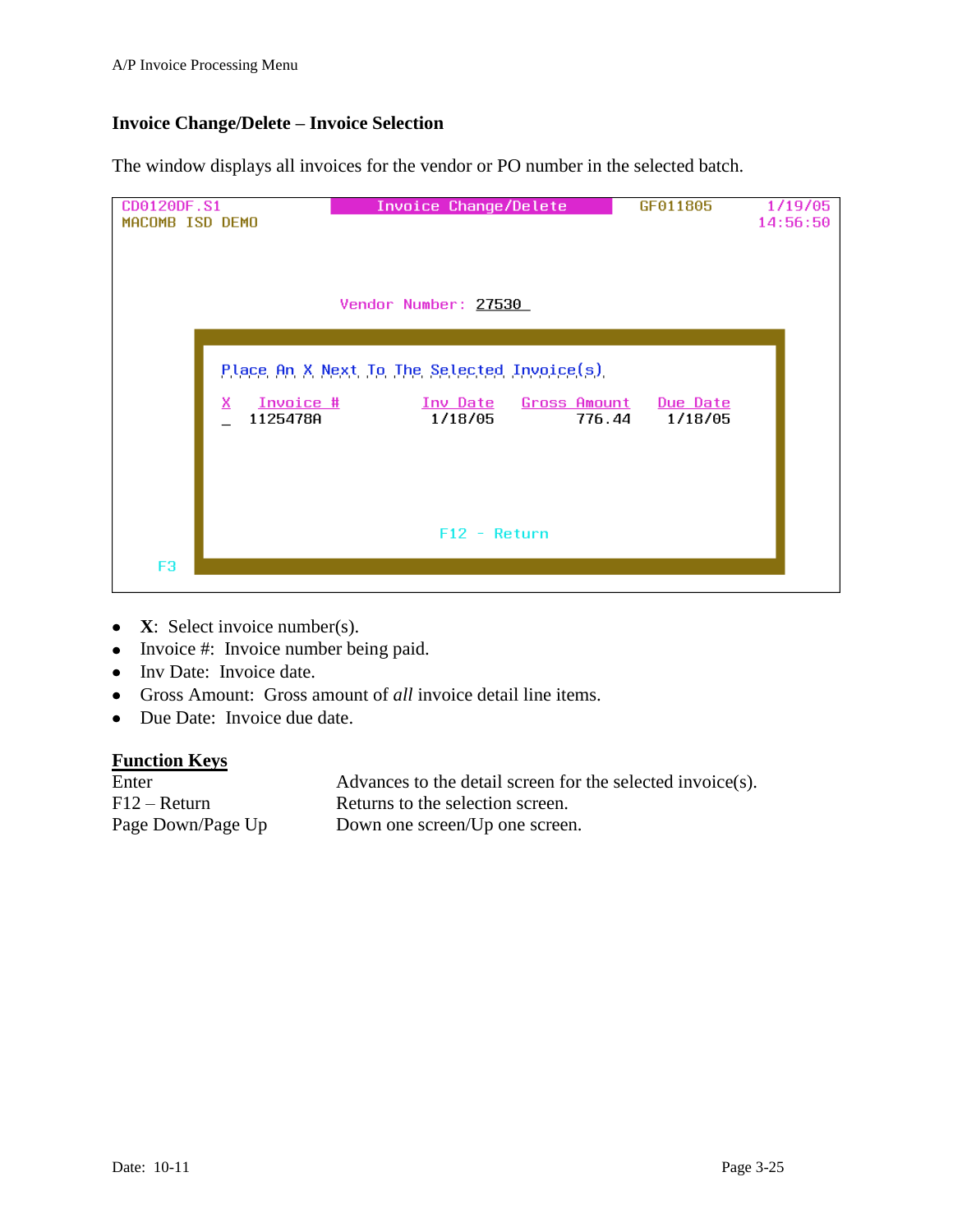## Invoice Change/Delete – Invoice Selection

The window displays all invoices for the vendor or PO number in the selected batch.

```
CD0120DF.S1              Invoice Change/Delete         GF011805      1/19/05
MACOMB ISD DEMO                                                      14:56:50

                          Vendor Number: 27530

          Place An X Next To The Selected Invoice(s)

          X  Invoice #          Inv Date   Gross Amount   Due Date
          _  1125478A           1/18/05          776.44    1/18/05

                                 F12 - Return
   F3
```

- **X**: Select invoice number(s).
- Invoice #: Invoice number being paid.
- Inv Date: Invoice date.
- Gross Amount: Gross amount of *all* invoice detail line items.
- Due Date: Invoice due date.

**Function Keys**

| | |
|---|---|
| Enter | Advances to the detail screen for the selected invoice(s). |
| F12 – Return | Returns to the selection screen. |
| Page Down/Page Up | Down one screen/Up one screen. |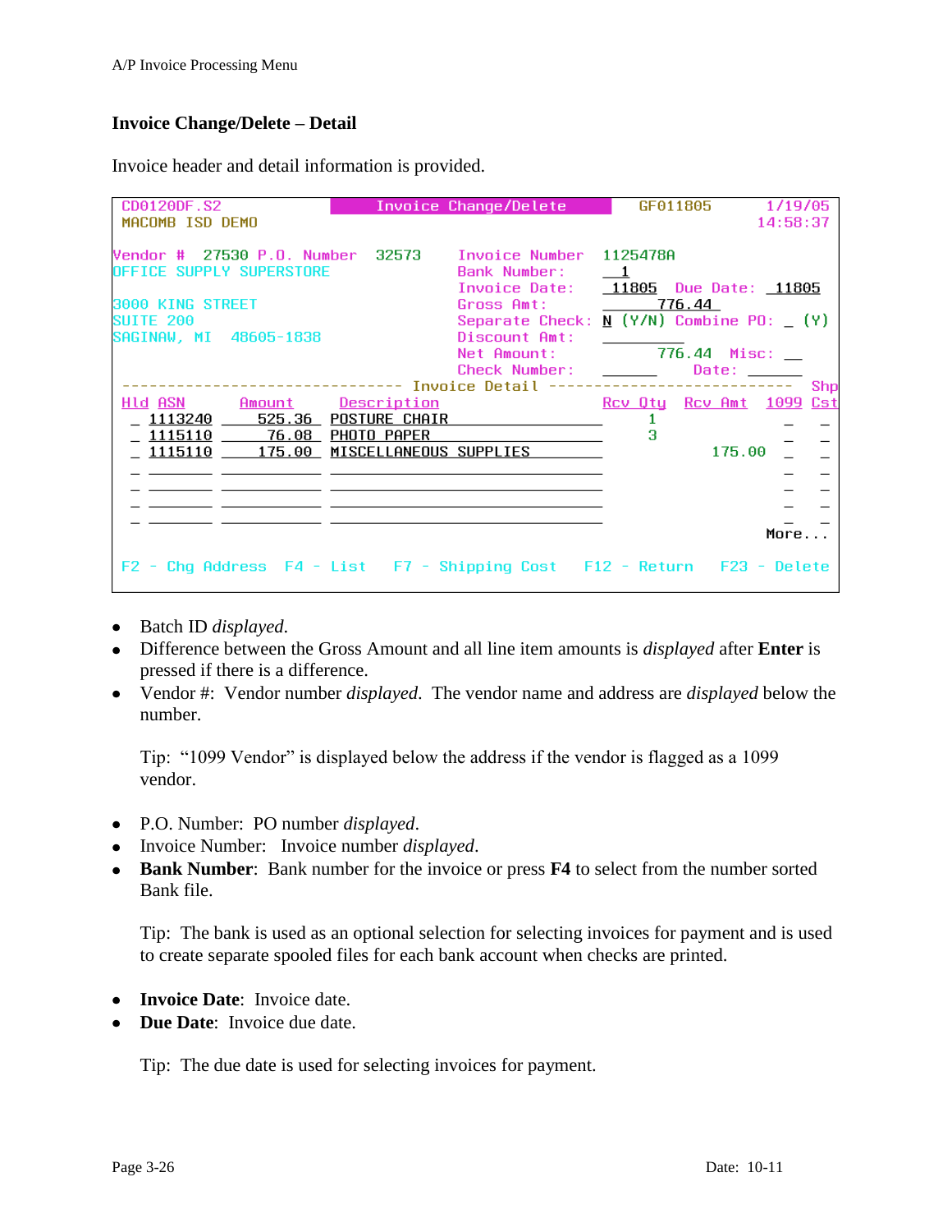## Invoice Change/Delete – Detail

Invoice header and detail information is provided.

```
CD0120DF.S2              Invoice Change/Delete           GF011805      1/19/05
MACOMB ISD DEMO                                                       14:58:37

Vendor #  27530 P.O. Number  32573    Invoice Number  1125478A
OFFICE SUPPLY SUPERSTORE              Bank Number:     1
                                      Invoice Date:   11805  Due Date:  11805
3000 KING STREET                      Gross Amt:          776.44
SUITE 200                             Separate Check: N (Y/N) Combine PO: _ (Y)
SAGINAW, MI   48605-1838              Discount Amt:
                                      Net Amount:         776.44  Misc: __
                                      Check Number:          Date:
------------------------------ Invoice Detail ---------------------------  Shp
Hld ASN        Amount     Description                  Rcv Qty  Rcv Amt  1099 Cst
_  1113240     525.36  POSTURE CHAIR                      1                _   _
_  1115110      76.08  PHOTO PAPER                        3                _   _
_  1115110     175.00  MISCELLANEOUS SUPPLIES                     175.00   _   _
_                                                                          _   _
_                                                                          _   _
_                                                                          _   _
_                                                                          _   _
                                                                        More...

F2 - Chg Address  F4 - List  F7 - Shipping Cost  F12 - Return  F23 - Delete
```

- Batch ID *displayed*.
- Difference between the Gross Amount and all line item amounts is *displayed* after **Enter** is pressed if there is a difference.
- Vendor #: Vendor number *displayed*. The vendor name and address are *displayed* below the number.

  Tip: "1099 Vendor" is displayed below the address if the vendor is flagged as a 1099 vendor.

- P.O. Number: PO number *displayed*.
- Invoice Number: Invoice number *displayed*.
- **Bank Number**: Bank number for the invoice or press **F4** to select from the number sorted Bank file.

  Tip: The bank is used as an optional selection for selecting invoices for payment and is used to create separate spooled files for each bank account when checks are printed.

- **Invoice Date**: Invoice date.
- **Due Date**: Invoice due date.

  Tip: The due date is used for selecting invoices for payment.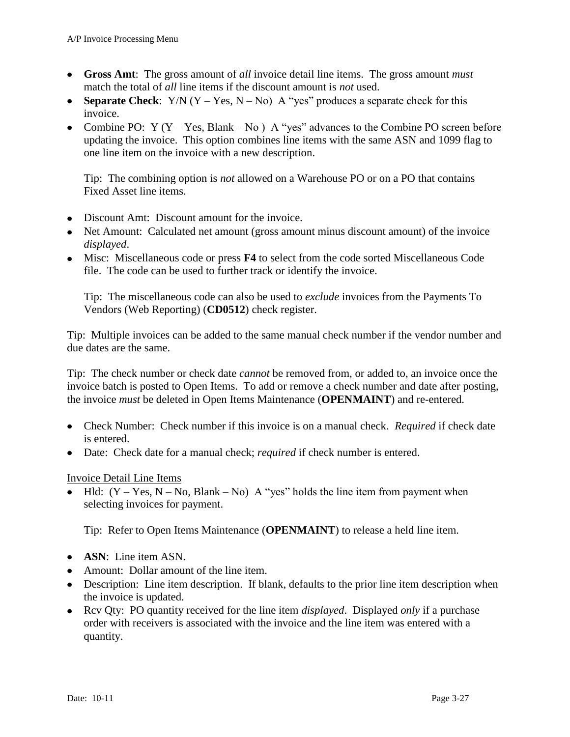- **Gross Amt**: The gross amount of *all* invoice detail line items. The gross amount *must* match the total of *all* line items if the discount amount is *not* used.
- **Separate Check**: Y/N (Y – Yes, N – No) A "yes" produces a separate check for this invoice.
- Combine PO: Y (Y – Yes, Blank – No ) A "yes" advances to the Combine PO screen before updating the invoice. This option combines line items with the same ASN and 1099 flag to one line item on the invoice with a new description.

  Tip: The combining option is *not* allowed on a Warehouse PO or on a PO that contains Fixed Asset line items.

- Discount Amt: Discount amount for the invoice.
- Net Amount: Calculated net amount (gross amount minus discount amount) of the invoice *displayed*.
- Misc: Miscellaneous code or press **F4** to select from the code sorted Miscellaneous Code file. The code can be used to further track or identify the invoice.

  Tip: The miscellaneous code can also be used to *exclude* invoices from the Payments To Vendors (Web Reporting) (**CD0512**) check register.

Tip: Multiple invoices can be added to the same manual check number if the vendor number and due dates are the same.

Tip: The check number or check date *cannot* be removed from, or added to, an invoice once the invoice batch is posted to Open Items. To add or remove a check number and date after posting, the invoice *must* be deleted in Open Items Maintenance (**OPENMAINT**) and re-entered.

- Check Number: Check number if this invoice is on a manual check. *Required* if check date is entered.
- Date: Check date for a manual check; *required* if check number is entered.

<u>Invoice Detail Line Items</u>

- Hld: (Y – Yes, N – No, Blank – No) A "yes" holds the line item from payment when selecting invoices for payment.

  Tip: Refer to Open Items Maintenance (**OPENMAINT**) to release a held line item.

- **ASN**: Line item ASN.
- Amount: Dollar amount of the line item.
- Description: Line item description. If blank, defaults to the prior line item description when the invoice is updated.
- Rcv Qty: PO quantity received for the line item *displayed*. Displayed *only* if a purchase order with receivers is associated with the invoice and the line item was entered with a quantity.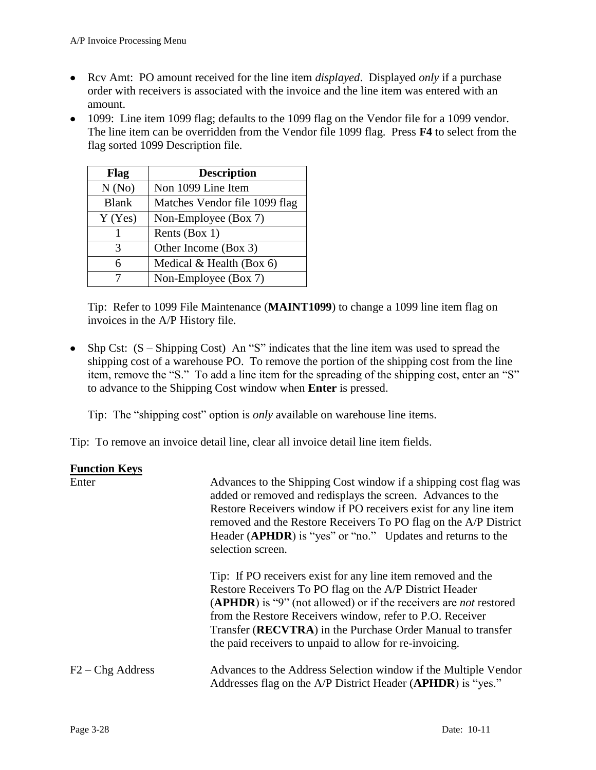- Rcv Amt: PO amount received for the line item *displayed*. Displayed *only* if a purchase order with receivers is associated with the invoice and the line item was entered with an amount.
- 1099: Line item 1099 flag; defaults to the 1099 flag on the Vendor file for a 1099 vendor. The line item can be overridden from the Vendor file 1099 flag. Press **F4** to select from the flag sorted 1099 Description file.

  | Flag | Description |
  |---|---|
  | N (No) | Non 1099 Line Item |
  | Blank | Matches Vendor file 1099 flag |
  | Y (Yes) | Non-Employee (Box 7) |
  | 1 | Rents (Box 1) |
  | 3 | Other Income (Box 3) |
  | 6 | Medical & Health (Box 6) |
  | 7 | Non-Employee (Box 7) |

  Tip: Refer to 1099 File Maintenance (**MAINT1099**) to change a 1099 line item flag on invoices in the A/P History file.

- Shp Cst: (S – Shipping Cost) An "S" indicates that the line item was used to spread the shipping cost of a warehouse PO. To remove the portion of the shipping cost from the line item, remove the "S." To add a line item for the spreading of the shipping cost, enter an "S" to advance to the Shipping Cost window when **Enter** is pressed.

  Tip: The "shipping cost" option is *only* available on warehouse line items.

Tip: To remove an invoice detail line, clear all invoice detail line item fields.

**Function Keys**

Enter — Advances to the Shipping Cost window if a shipping cost flag was added or removed and redisplays the screen. Advances to the Restore Receivers window if PO receivers exist for any line item removed and the Restore Receivers To PO flag on the A/P District Header (**APHDR**) is "yes" or "no." Updates and returns to the selection screen.

Tip: If PO receivers exist for any line item removed and the Restore Receivers To PO flag on the A/P District Header (**APHDR**) is "9" (not allowed) or if the receivers are *not* restored from the Restore Receivers window, refer to P.O. Receiver Transfer (**RECVTRA**) in the Purchase Order Manual to transfer the paid receivers to unpaid to allow for re-invoicing.

F2 – Chg Address — Advances to the Address Selection window if the Multiple Vendor Addresses flag on the A/P District Header (**APHDR**) is "yes."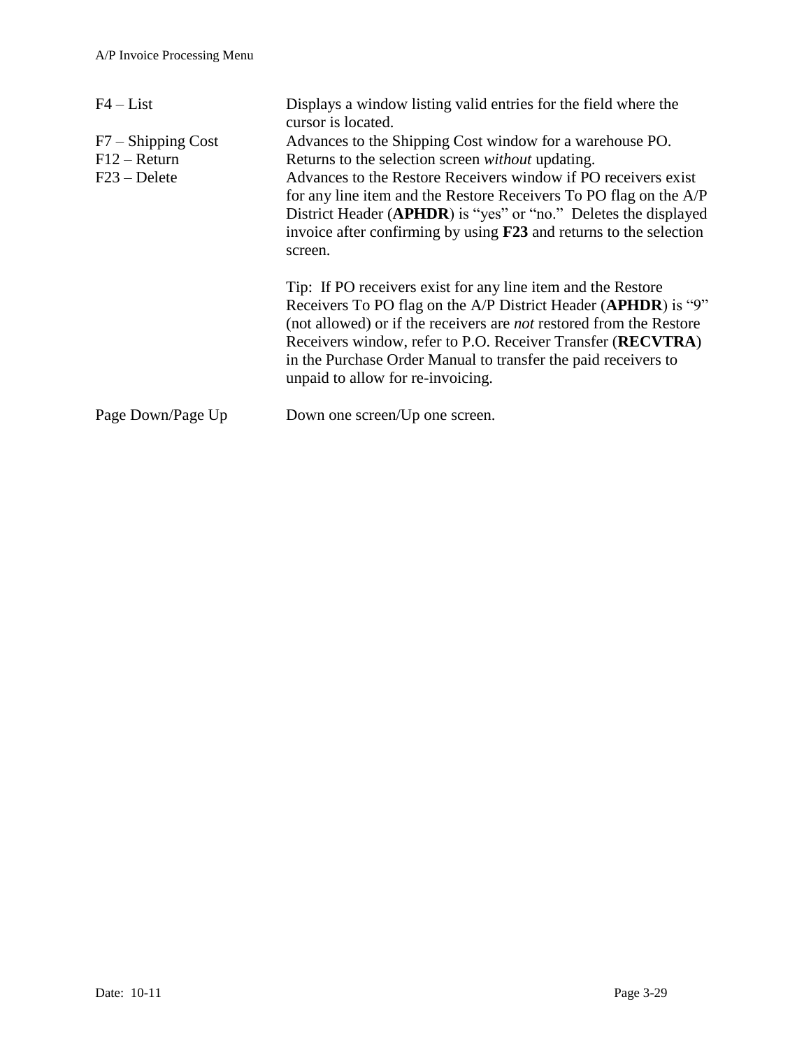| | |
|---|---|
| F4 – List | Displays a window listing valid entries for the field where the cursor is located. |
| F7 – Shipping Cost | Advances to the Shipping Cost window for a warehouse PO. |
| F12 – Return | Returns to the selection screen *without* updating. |
| F23 – Delete | Advances to the Restore Receivers window if PO receivers exist for any line item and the Restore Receivers To PO flag on the A/P District Header (**APHDR**) is "yes" or "no." Deletes the displayed invoice after confirming by using **F23** and returns to the selection screen.<br><br>Tip: If PO receivers exist for any line item and the Restore Receivers To PO flag on the A/P District Header (**APHDR**) is "9" (not allowed) or if the receivers are *not* restored from the Restore Receivers window, refer to P.O. Receiver Transfer (**RECVTRA**) in the Purchase Order Manual to transfer the paid receivers to unpaid to allow for re-invoicing. |
| Page Down/Page Up | Down one screen/Up one screen. |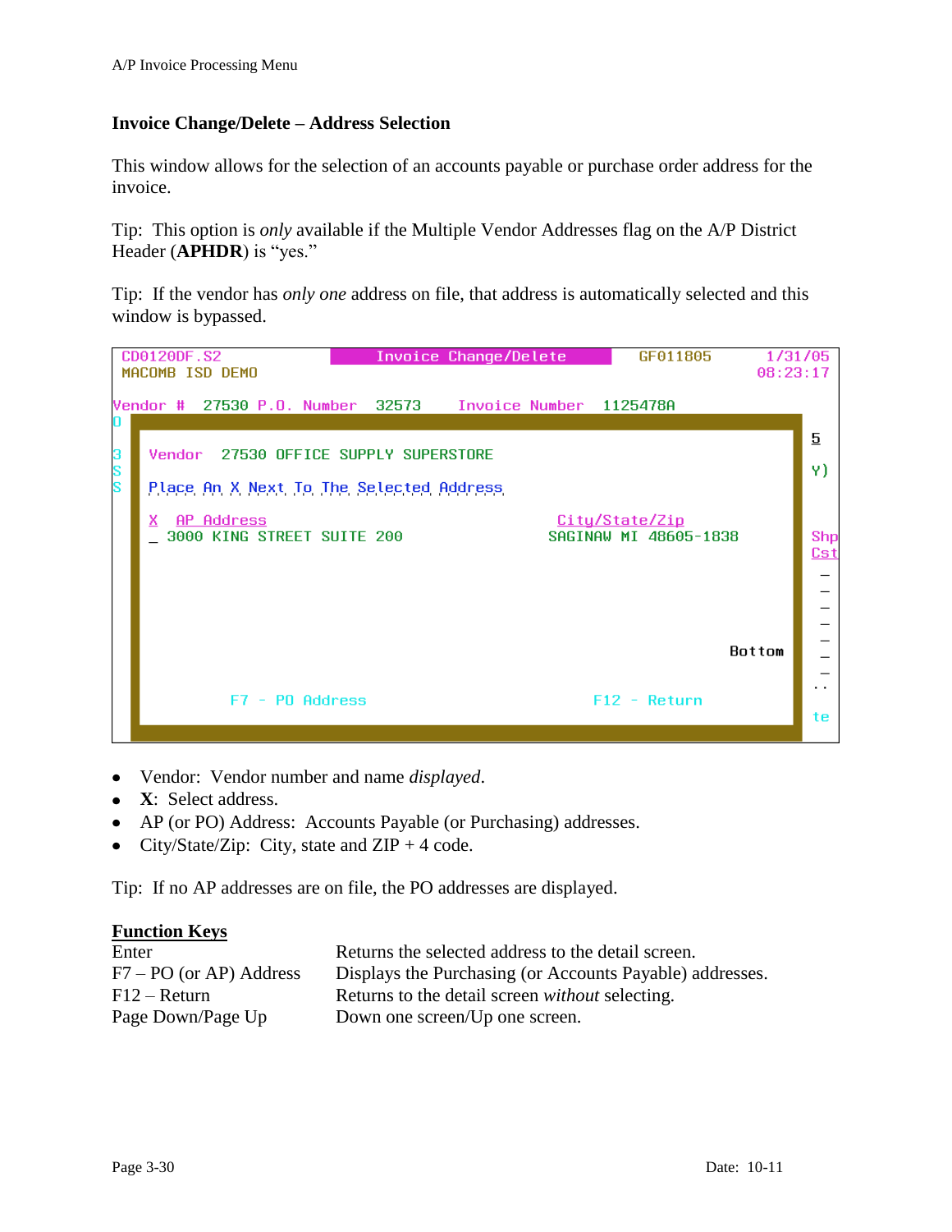## Invoice Change/Delete – Address Selection

This window allows for the selection of an accounts payable or purchase order address for the invoice.

Tip: This option is *only* available if the Multiple Vendor Addresses flag on the A/P District Header (**APHDR**) is "yes."

Tip: If the vendor has *only one* address on file, that address is automatically selected and this window is bypassed.

```
CD0120DF.S2                Invoice Change/Delete         GF011805       1/31/05
MACOMB ISD DEMO                                                        08:23:17

Vendor #  27530 P.O. Number  32573    Invoice Number  1125478A

     Vendor  27530 OFFICE SUPPLY SUPERSTORE

     Place An X Next To The Selected Address

     X  AP Address                                City/State/Zip
     _  3000 KING STREET SUITE 200              SAGINAW MI 48605-1838

                                                                   Bottom

              F7 - PO Address                   F12 - Return
```

- Vendor: Vendor number and name *displayed*.
- **X**: Select address.
- AP (or PO) Address: Accounts Payable (or Purchasing) addresses.
- City/State/Zip: City, state and ZIP + 4 code.

Tip: If no AP addresses are on file, the PO addresses are displayed.

**Function Keys**

| | |
|---|---|
| Enter | Returns the selected address to the detail screen. |
| F7 – PO (or AP) Address | Displays the Purchasing (or Accounts Payable) addresses. |
| F12 – Return | Returns to the detail screen *without* selecting. |
| Page Down/Page Up | Down one screen/Up one screen. |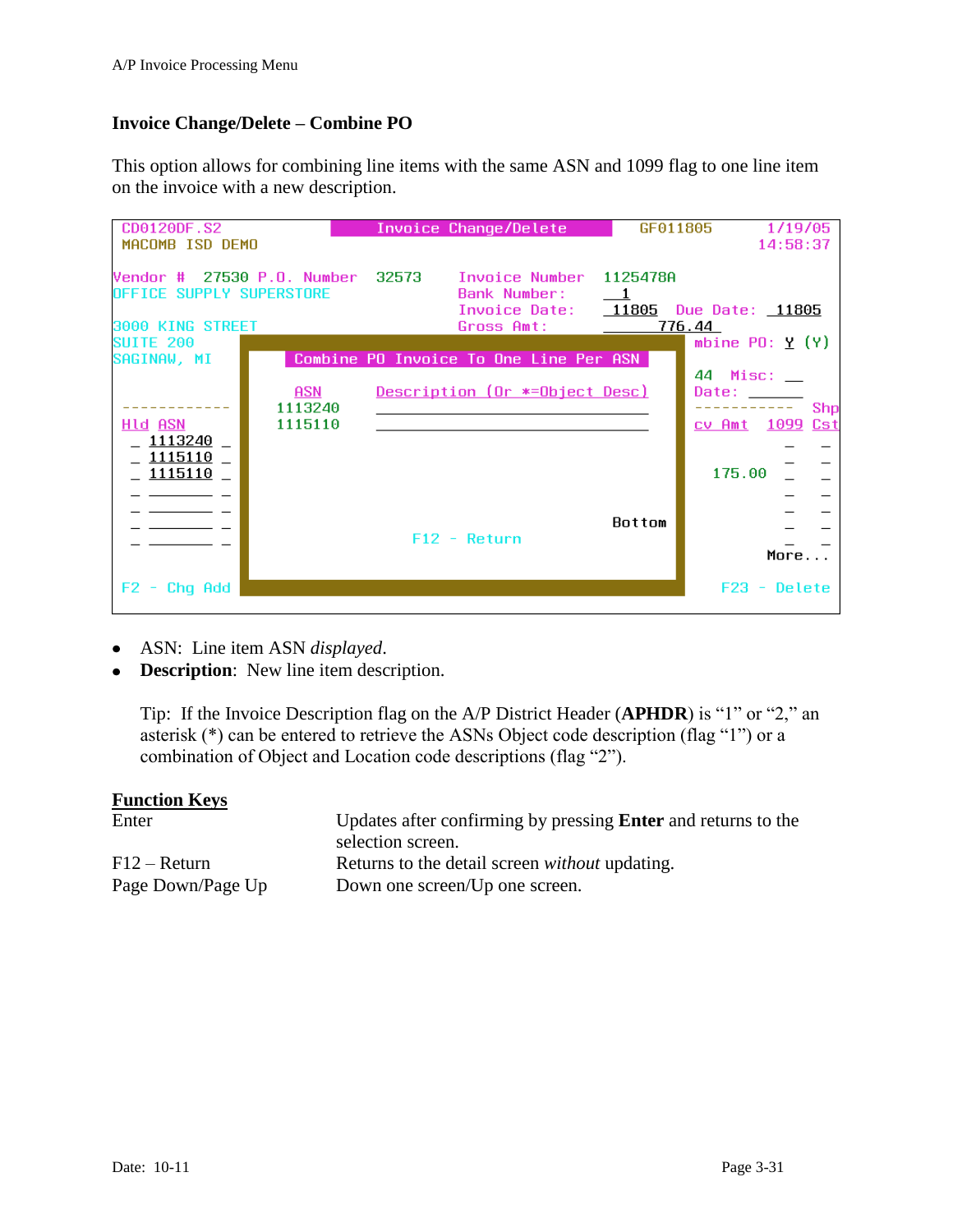## Invoice Change/Delete – Combine PO

This option allows for combining line items with the same ASN and 1099 flag to one line item on the invoice with a new description.

```
CD0120DF.S2            Invoice Change/Delete          GF011805       1/19/05
MACOMB ISD DEMO                                                     14:58:37

Vendor #  27530 P.O. Number  32573    Invoice Number  1125478A
OFFICE SUPPLY SUPERSTORE              Bank Number:      1
                                      Invoice Date:   11805  Due Date:  11805
3000 KING STREET                      Gross Amt:          776.44
SUITE 200                                                    mbine PO:  Y (Y)
SAGINAW, MI      Combine PO Invoice To One Line Per ASN
                                                             44  Misc:  __
                   ASN      Description (Or *=Object Desc)   Date:  ______
------------     1113240    ______________________________   ----------- Shp
Hld ASN          1115110    ______________________________   cv Amt 1099 Cst
 _ 1113240 _                                                         _    _
 _ 1115110 _                                                         _    _
 _ 1115110 _                                                   175.00  _    _
 _ _______ _                                                         _    _
 _ _______ _                                                         _    _
 _ _______ _                                       Bottom            _    _
 _ _______ _              F12 - Return                               _    _
                                                                  More...
F2 - Chg Add                                                 F23 - Delete
```

- ASN: Line item ASN *displayed*.
- **Description**: New line item description.

  Tip: If the Invoice Description flag on the A/P District Header (**APHDR**) is "1" or "2," an asterisk (*) can be entered to retrieve the ASNs Object code description (flag "1") or a combination of Object and Location code descriptions (flag "2").

**Function Keys**

| | |
|---|---|
| Enter | Updates after confirming by pressing **Enter** and returns to the selection screen. |
| F12 – Return | Returns to the detail screen *without* updating. |
| Page Down/Page Up | Down one screen/Up one screen. |

Date: 10-11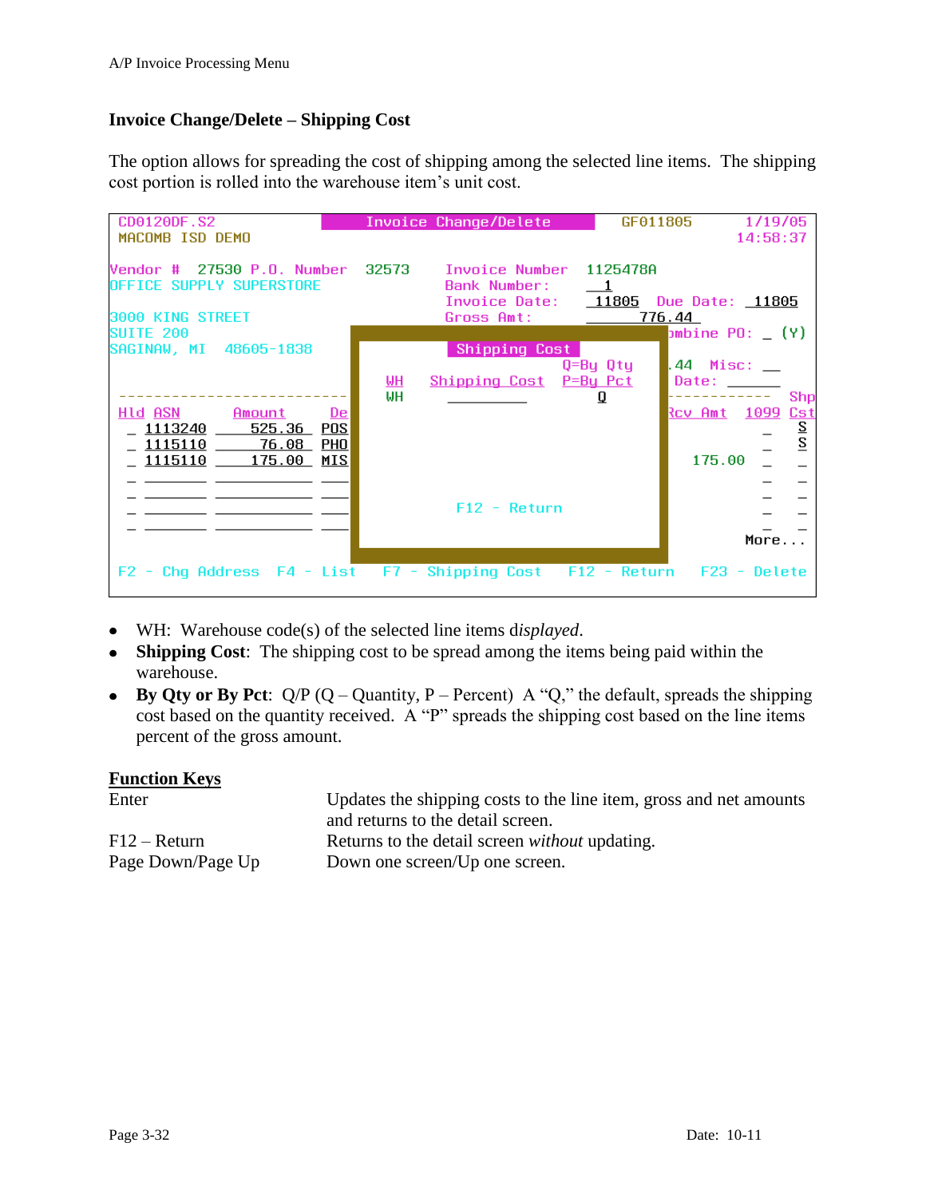## Invoice Change/Delete – Shipping Cost

The option allows for spreading the cost of shipping among the selected line items. The shipping cost portion is rolled into the warehouse item's unit cost.

```
CD0120DF.S2              Invoice Change/Delete         GF011805        1/19/05
MACOMB ISD DEMO                                                       14:58:37

Vendor #  27530 P.O. Number  32573    Invoice Number  1125478A
OFFICE SUPPLY SUPERSTORE              Bank Number:     1
                                      Invoice Date:   11805   Due Date:  11805
3000 KING STREET                      Gross Amt:            776.44
SUITE 200                                                          ombine PO: _ (Y)
SAGINAW, MI   48605-1838                    Shipping Cost
                                                         Q=By Qty   .44  Misc: __
                                  WH   Shipping Cost     P=By Pct    Date: ______
-------------------------         WH                        Q        ----------- Shp
Hld ASN        Amount     De                                         Rcv Amt  1099 Cst
 _  1113240    525.36     POS                                                 _    S
 _  1115110     76.08     PHO                                                 _    S
 _  1115110    175.00     MIS                                          175.00 _    _
 _  _______  __________   ___                                                 _    _
 _  _______  __________   ___                                                 _    _
 _  _______  __________   ___              F12 - Return                       _    _
 _  _______  __________   ___                                                 _    _
                                                                          More...
F2 - Chg Address   F4 - List   F7 - Shipping Cost   F12 - Return   F23 - Delete
```

- WH: Warehouse code(s) of the selected line items d*isplayed.*
- **Shipping Cost**: The shipping cost to be spread among the items being paid within the warehouse.
- **By Qty or By Pct**: Q/P (Q – Quantity, P – Percent) A "Q," the default, spreads the shipping cost based on the quantity received. A "P" spreads the shipping cost based on the line items percent of the gross amount.

**Function Keys**

| | |
|---|---|
| Enter | Updates the shipping costs to the line item, gross and net amounts and returns to the detail screen. |
| F12 – Return | Returns to the detail screen *without* updating. |
| Page Down/Page Up | Down one screen/Up one screen. |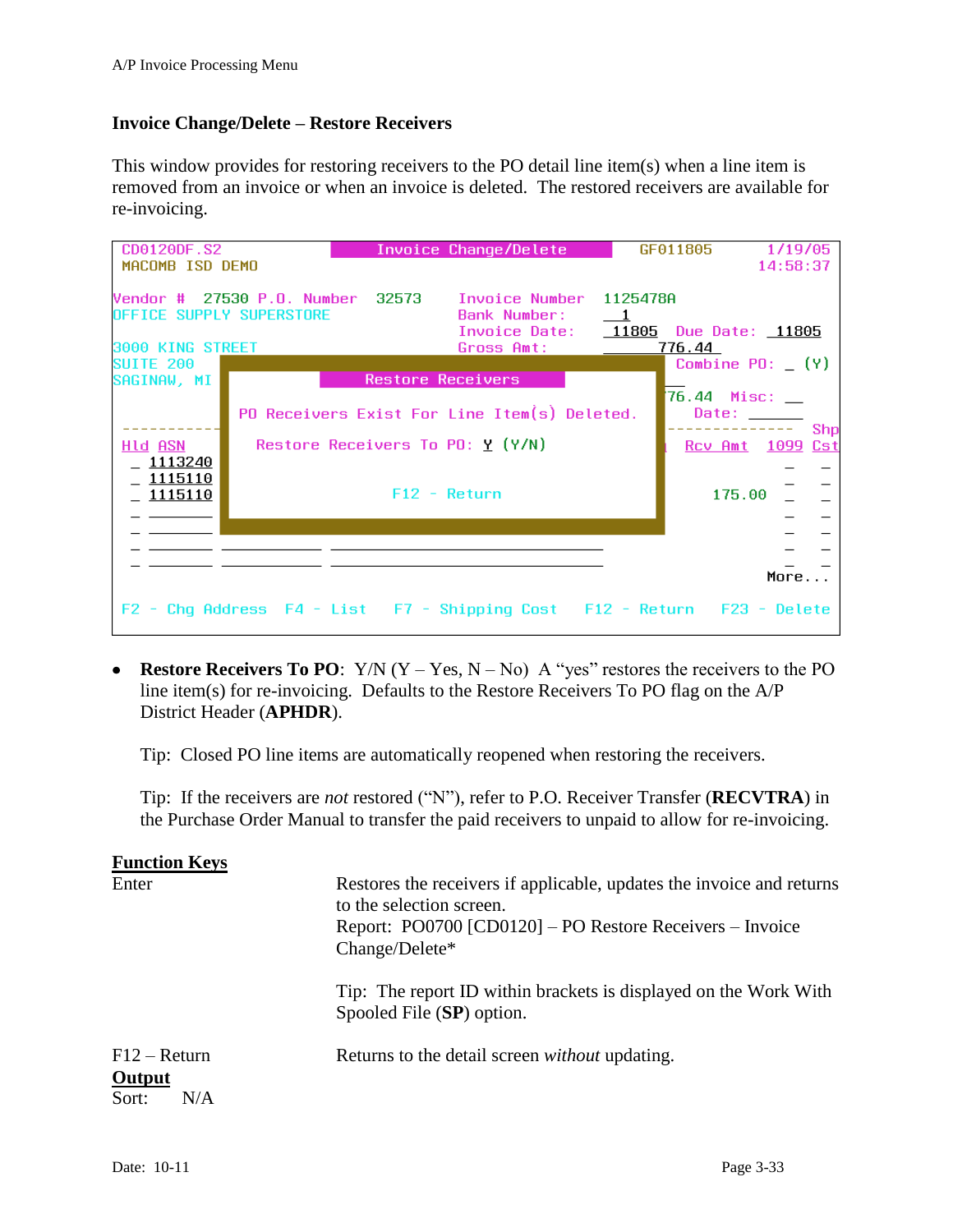## Invoice Change/Delete – Restore Receivers

This window provides for restoring receivers to the PO detail line item(s) when a line item is removed from an invoice or when an invoice is deleted. The restored receivers are available for re-invoicing.

```
CD0120DF.S2              Invoice Change/Delete          GF011805      1/19/05
MACOMB ISD DEMO                                                      14:58:37

Vendor #  27530 P.O. Number   32573     Invoice Number   1125478A
OFFICE SUPPLY SUPERSTORE                Bank Number:       1
                                        Invoice Date:    11805  Due Date:  11805
3000 KING STREET                        Gross Amt:            776.44
SUITE 200                                               Combine PO: _ (Y)
SAGINAW, MI           Restore Receivers
                                                        76.44  Misc: __
           PO Receivers Exist For Line Item(s) Deleted.      Date: ______
-----------                                          -------------     Shp
Hld ASN      Restore Receivers To PO: Y (Y/N)          Rcv Amt  1099 Cst
_ 1113240                                                        _    _
_ 1115110                                                        _    _
_ 1115110            F12 - Return                     175.00    _    _
_ _______                                                        _    _
_ _______                                                        _    _
_ _______ __________ ____________________________                _    _
_ _______ __________ ____________________________                _    _
                                                               More...
F2 - Chg Address  F4 - List  F7 - Shipping Cost  F12 - Return  F23 - Delete
```

- **Restore Receivers To PO**: Y/N (Y – Yes, N – No) A "yes" restores the receivers to the PO line item(s) for re-invoicing. Defaults to the Restore Receivers To PO flag on the A/P District Header (**APHDR**).

  Tip: Closed PO line items are automatically reopened when restoring the receivers.

  Tip: If the receivers are *not* restored ("N"), refer to P.O. Receiver Transfer (**RECVTRA**) in the Purchase Order Manual to transfer the paid receivers to unpaid to allow for re-invoicing.

**Function Keys**

| | |
|---|---|
| Enter | Restores the receivers if applicable, updates the invoice and returns to the selection screen.<br>Report: PO0700 [CD0120] – PO Restore Receivers – Invoice Change/Delete*<br><br>Tip: The report ID within brackets is displayed on the Work With Spooled File (**SP**) option. |
| F12 – Return | Returns to the detail screen *without* updating. |

**Output**

Sort: N/A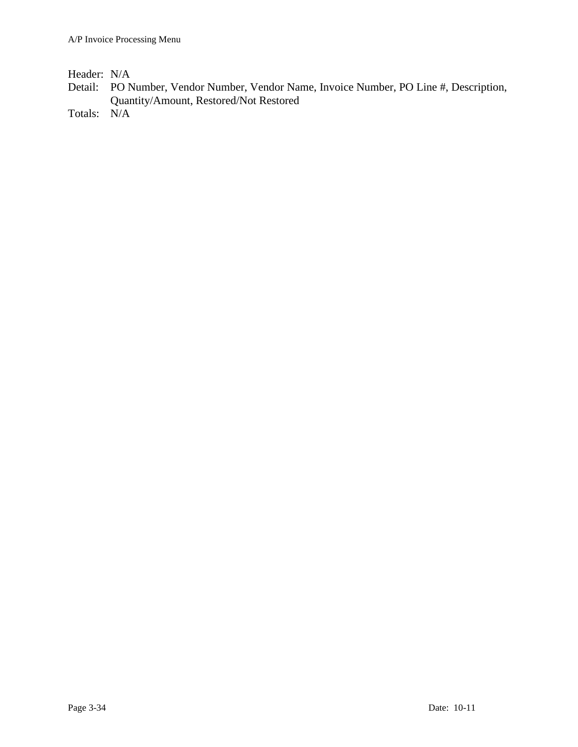Header: N/A

Detail: PO Number, Vendor Number, Vendor Name, Invoice Number, PO Line #, Description, Quantity/Amount, Restored/Not Restored

Totals: N/A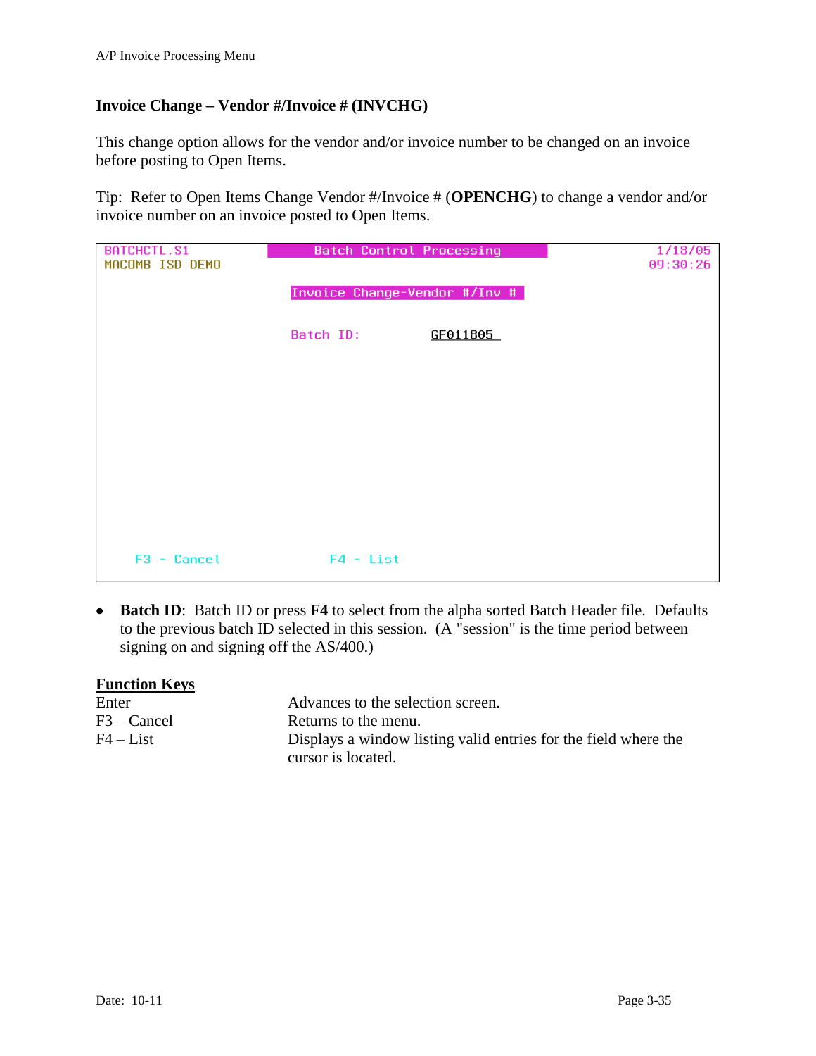## Invoice Change – Vendor #/Invoice # (INVCHG)

This change option allows for the vendor and/or invoice number to be changed on an invoice before posting to Open Items.

Tip: Refer to Open Items Change Vendor #/Invoice # (**OPENCHG**) to change a vendor and/or invoice number on an invoice posted to Open Items.

```
BATCHCTL.S1            Batch Control Processing                1/18/05
MACOMB ISD DEMO                                                09:30:26

                       Invoice Change-Vendor #/Inv #

                       Batch ID:        GF011805




    F3 - Cancel                F4 - List
```

- **Batch ID**: Batch ID or press **F4** to select from the alpha sorted Batch Header file. Defaults to the previous batch ID selected in this session. (A "session" is the time period between signing on and signing off the AS/400.)

**Function Keys**

| | |
|---|---|
| Enter | Advances to the selection screen. |
| F3 – Cancel | Returns to the menu. |
| F4 – List | Displays a window listing valid entries for the field where the cursor is located. |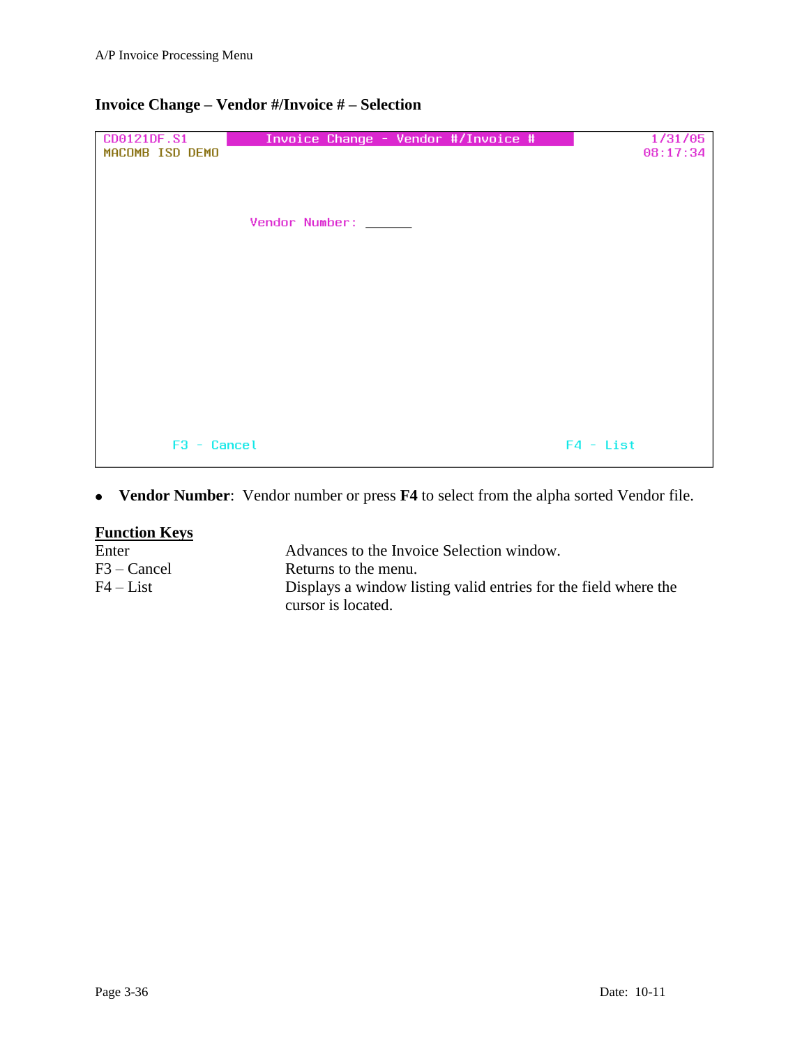## Invoice Change – Vendor #/Invoice # – Selection

```
CD0121DF.S1          Invoice Change - Vendor #/Invoice #              1/31/05
MACOMB ISD DEMO                                                      08:17:34



                     Vendor Number: ______



        F3 - Cancel                                      F4 - List
```

- **Vendor Number**: Vendor number or press **F4** to select from the alpha sorted Vendor file.

**Function Keys**

| | |
|---|---|
| Enter | Advances to the Invoice Selection window. |
| F3 – Cancel | Returns to the menu. |
| F4 – List | Displays a window listing valid entries for the field where the cursor is located. |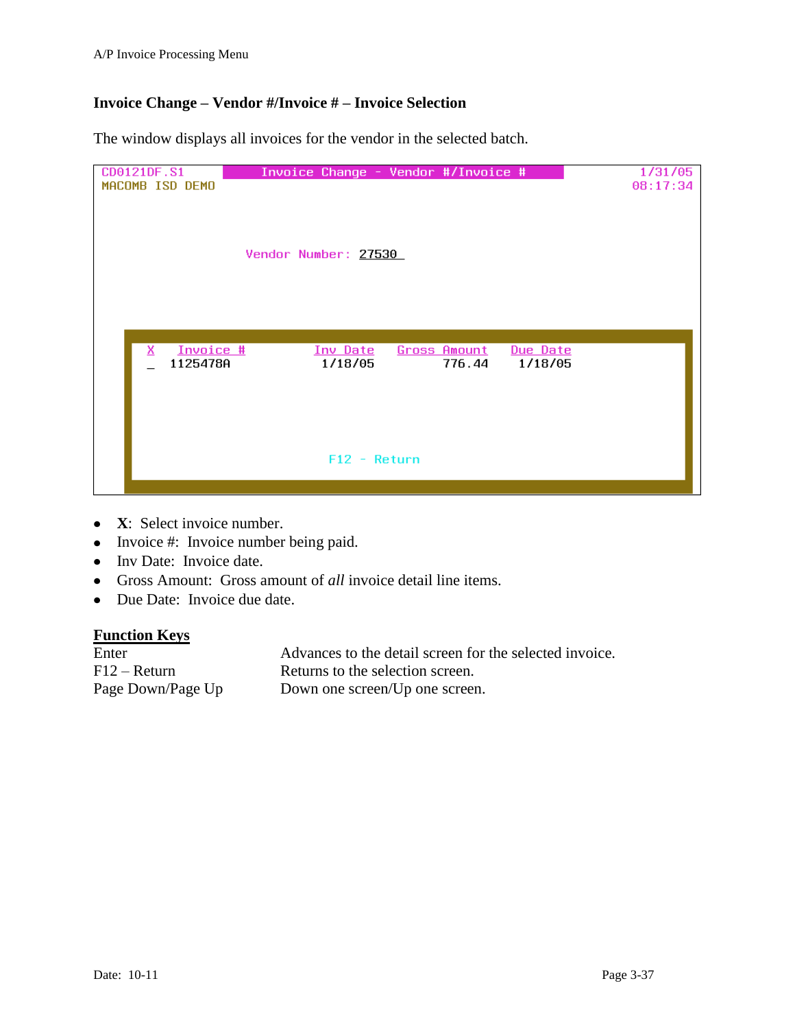### Invoice Change – Vendor #/Invoice # – Invoice Selection

The window displays all invoices for the vendor in the selected batch.

```
CD0121DF.S1          Invoice Change - Vendor #/Invoice #               1/31/05
MACOMB ISD DEMO                                                       08:17:34


                    Vendor Number: 27530


     X   Invoice #          Inv Date   Gross Amount   Due Date
     _  1125478A            1/18/05          776.44    1/18/05



                             F12 - Return
```

- **X**: Select invoice number.
- Invoice #: Invoice number being paid.
- Inv Date: Invoice date.
- Gross Amount: Gross amount of *all* invoice detail line items.
- Due Date: Invoice due date.

**Function Keys**

| | |
|---|---|
| Enter | Advances to the detail screen for the selected invoice. |
| F12 – Return | Returns to the selection screen. |
| Page Down/Page Up | Down one screen/Up one screen. |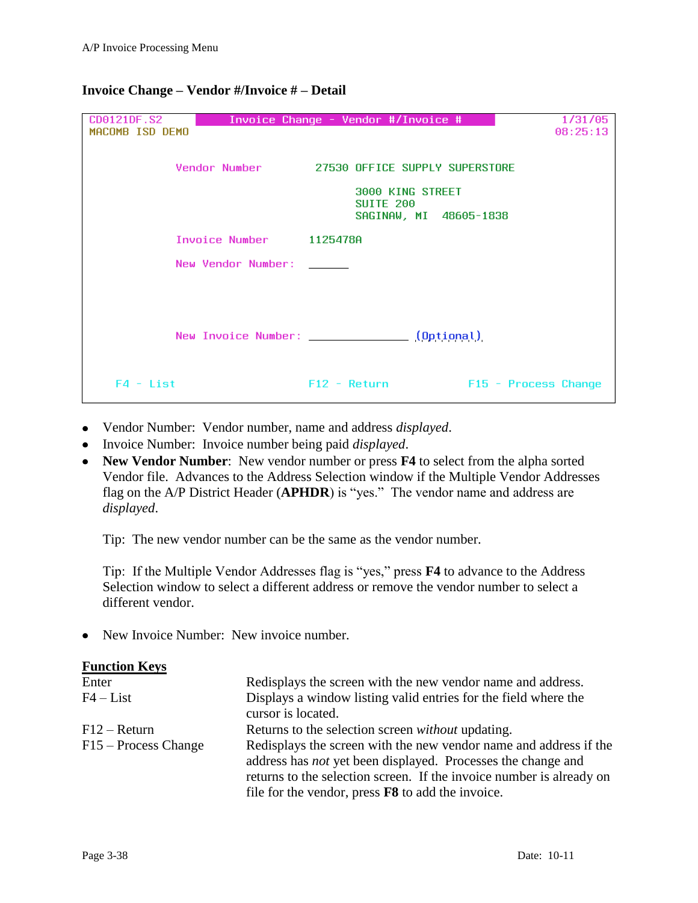## Invoice Change – Vendor #/Invoice # – Detail

```
CD0121DF.S2            Invoice Change - Vendor #/Invoice #                1/31/05
MACOMB ISD DEMO                                                           08:25:13

            Vendor Number        27530 OFFICE SUPPLY SUPERSTORE

                                      3000 KING STREET
                                      SUITE 200
                                      SAGINAW, MI   48605-1838

            Invoice Number      1125478A

            New Vendor Number:  ______



            New Invoice Number: _______________ (Optional)


    F4 - List                F12 - Return              F15 - Process Change
```

- Vendor Number: Vendor number, name and address *displayed*.
- Invoice Number: Invoice number being paid *displayed*.
- **New Vendor Number**: New vendor number or press **F4** to select from the alpha sorted Vendor file. Advances to the Address Selection window if the Multiple Vendor Addresses flag on the A/P District Header (**APHDR**) is "yes." The vendor name and address are *displayed*.

  Tip: The new vendor number can be the same as the vendor number.

  Tip: If the Multiple Vendor Addresses flag is "yes," press **F4** to advance to the Address Selection window to select a different address or remove the vendor number to select a different vendor.

- New Invoice Number: New invoice number.

**Function Keys**

| | |
|---|---|
| Enter | Redisplays the screen with the new vendor name and address. |
| F4 – List | Displays a window listing valid entries for the field where the cursor is located. |
| F12 – Return | Returns to the selection screen *without* updating. |
| F15 – Process Change | Redisplays the screen with the new vendor name and address if the address has *not* yet been displayed. Processes the change and returns to the selection screen. If the invoice number is already on file for the vendor, press **F8** to add the invoice. |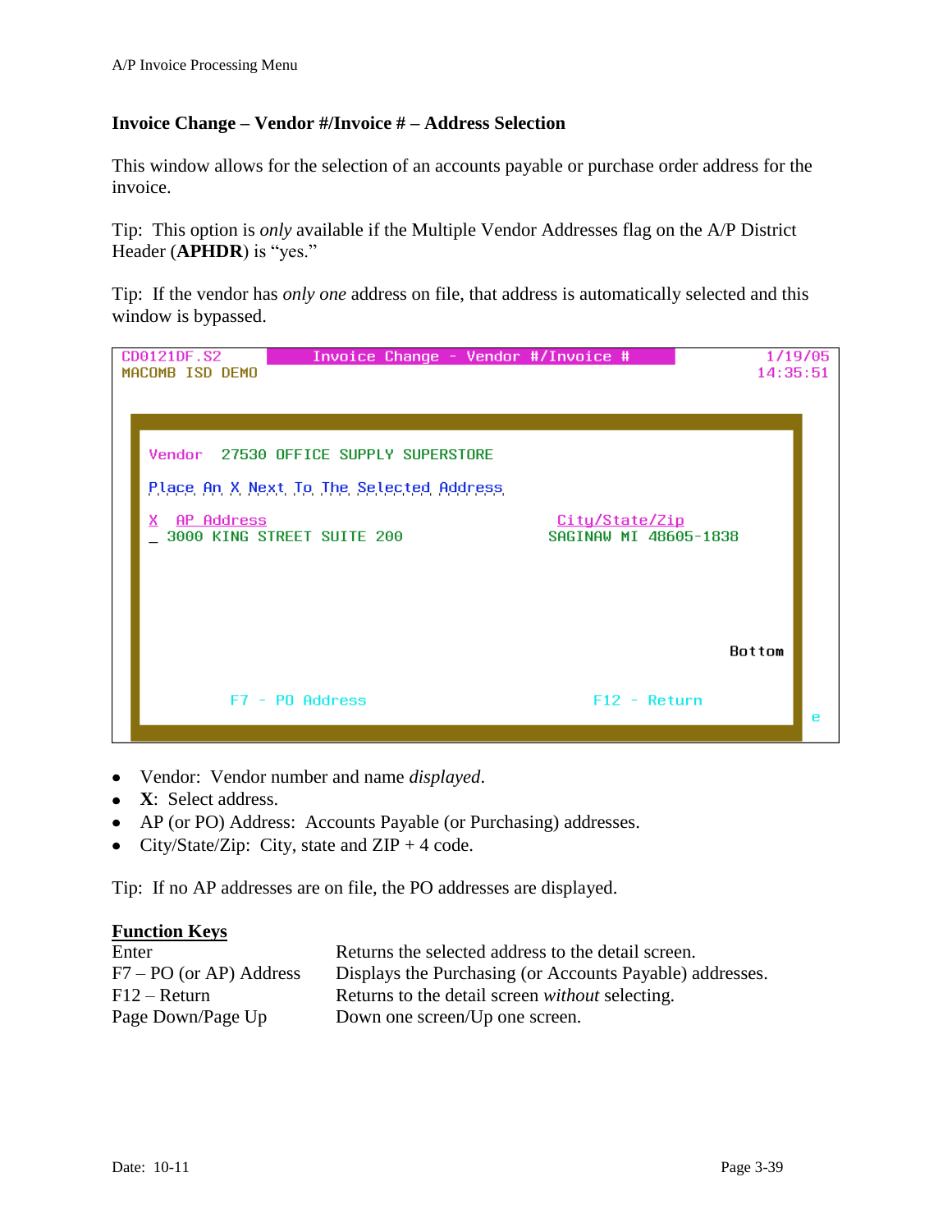### Invoice Change – Vendor #/Invoice # – Address Selection

This window allows for the selection of an accounts payable or purchase order address for the invoice.

Tip: This option is *only* available if the Multiple Vendor Addresses flag on the A/P District Header (**APHDR**) is "yes."

Tip: If the vendor has *only one* address on file, that address is automatically selected and this window is bypassed.

```
CD0121DF.S2          Invoice Change - Vendor #/Invoice #            1/19/05
MACOMB ISD DEMO                                                    14:35:51

   Vendor   27530 OFFICE SUPPLY SUPERSTORE

   Place An X Next To The Selected Address

   X  AP Address                              City/State/Zip
   _  3000 KING STREET SUITE 200             SAGINAW MI 48605-1838

                                                              Bottom

           F7 - PO Address                  F12 - Return
                                                                     e
```

- Vendor: Vendor number and name *displayed*.
- **X**: Select address.
- AP (or PO) Address: Accounts Payable (or Purchasing) addresses.
- City/State/Zip: City, state and ZIP + 4 code.

Tip: If no AP addresses are on file, the PO addresses are displayed.

**Function Keys**

| | |
|---|---|
| Enter | Returns the selected address to the detail screen. |
| F7 – PO (or AP) Address | Displays the Purchasing (or Accounts Payable) addresses. |
| F12 – Return | Returns to the detail screen *without* selecting. |
| Page Down/Page Up | Down one screen/Up one screen. |

Date: 10-11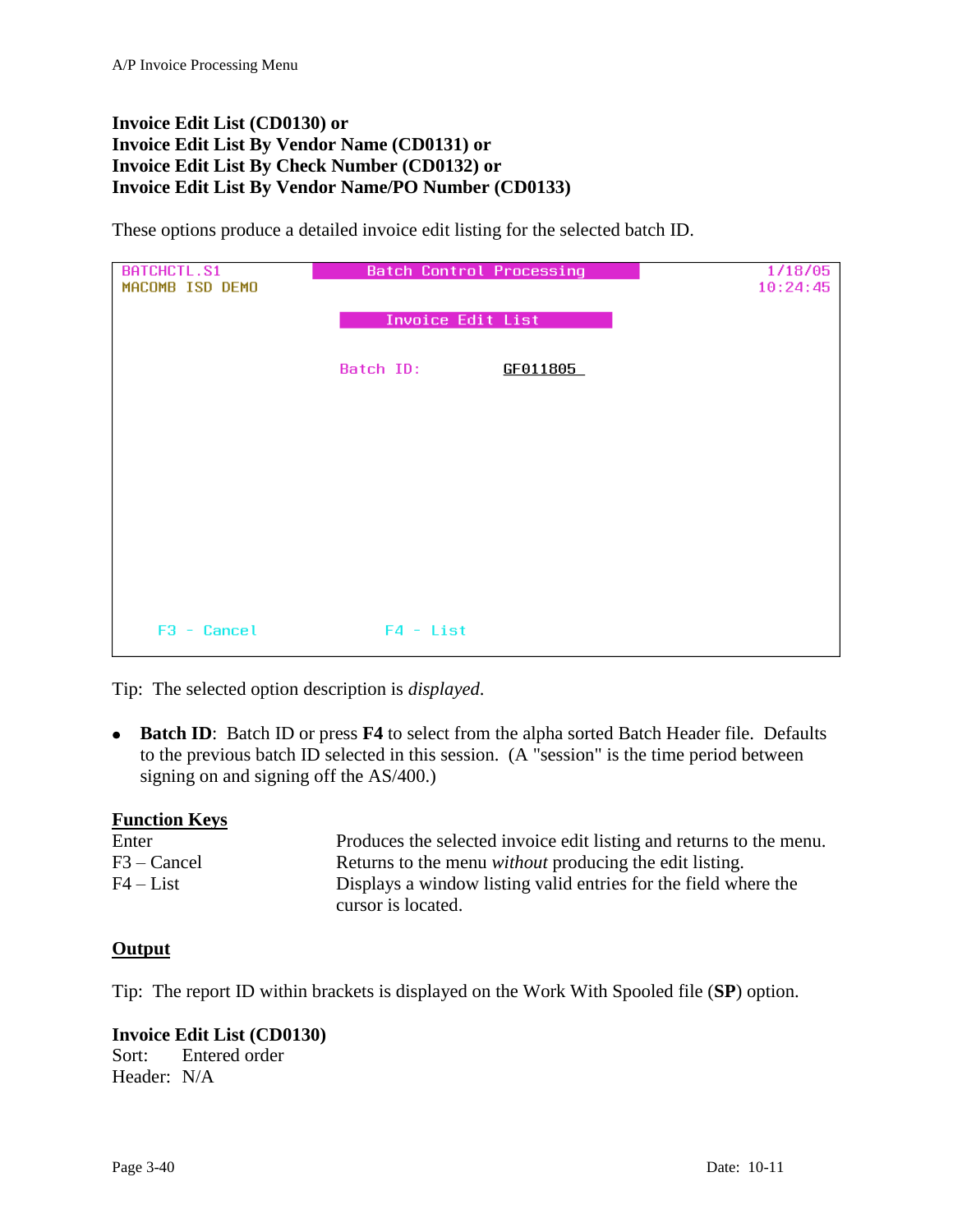**Invoice Edit List (CD0130) or**
**Invoice Edit List By Vendor Name (CD0131) or**
**Invoice Edit List By Check Number (CD0132) or**
**Invoice Edit List By Vendor Name/PO Number (CD0133)**

These options produce a detailed invoice edit listing for the selected batch ID.

```
BATCHCTL.S1                    Batch Control Processing                 1/18/05
MACOMB ISD DEMO                                                        10:24:45

                                 Invoice Edit List


                               Batch ID:        GF011805_









    F3 - Cancel                   F4 - List
```

Tip: The selected option description is *displayed*.

- **Batch ID**: Batch ID or press **F4** to select from the alpha sorted Batch Header file. Defaults to the previous batch ID selected in this session. (A "session" is the time period between signing on and signing off the AS/400.)

**Function Keys**

| | |
|---|---|
| Enter | Produces the selected invoice edit listing and returns to the menu. |
| F3 – Cancel | Returns to the menu *without* producing the edit listing. |
| F4 – List | Displays a window listing valid entries for the field where the cursor is located. |

**Output**

Tip: The report ID within brackets is displayed on the Work With Spooled file (**SP**) option.

**Invoice Edit List (CD0130)**
Sort: Entered order
Header: N/A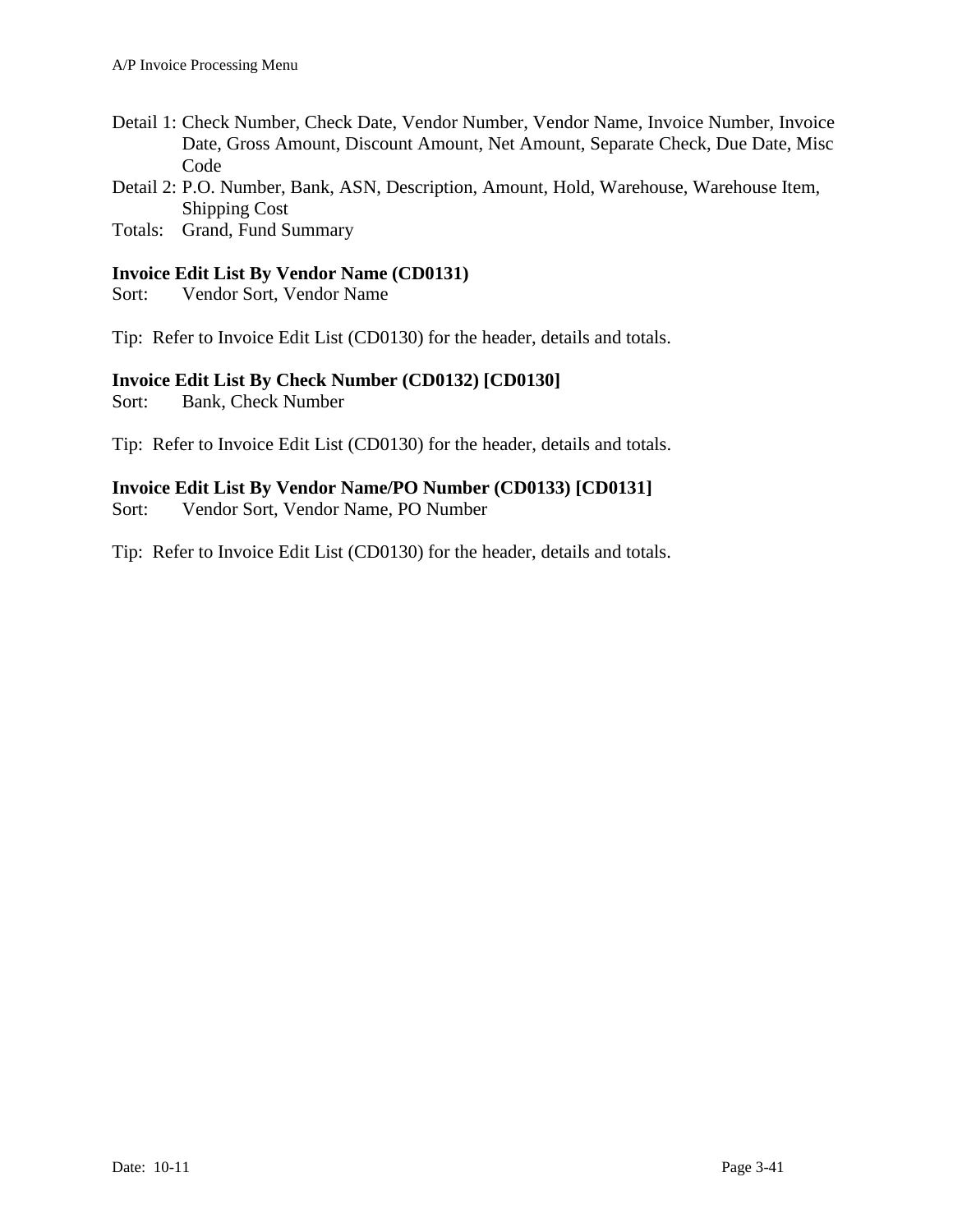Detail 1: Check Number, Check Date, Vendor Number, Vendor Name, Invoice Number, Invoice Date, Gross Amount, Discount Amount, Net Amount, Separate Check, Due Date, Misc Code

Detail 2: P.O. Number, Bank, ASN, Description, Amount, Hold, Warehouse, Warehouse Item, Shipping Cost

Totals: Grand, Fund Summary

**Invoice Edit List By Vendor Name (CD0131)**

Sort: Vendor Sort, Vendor Name

Tip: Refer to Invoice Edit List (CD0130) for the header, details and totals.

**Invoice Edit List By Check Number (CD0132) [CD0130]**

Sort: Bank, Check Number

Tip: Refer to Invoice Edit List (CD0130) for the header, details and totals.

**Invoice Edit List By Vendor Name/PO Number (CD0133) [CD0131]**

Sort: Vendor Sort, Vendor Name, PO Number

Tip: Refer to Invoice Edit List (CD0130) for the header, details and totals.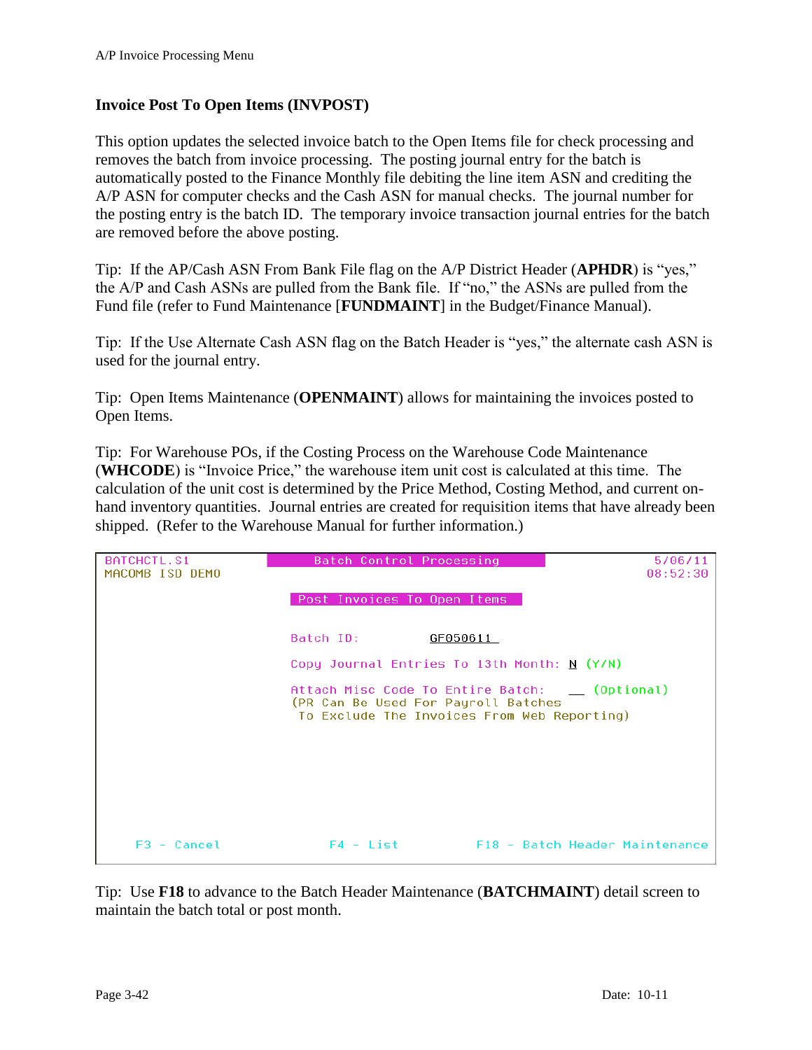## Invoice Post To Open Items (INVPOST)

This option updates the selected invoice batch to the Open Items file for check processing and removes the batch from invoice processing. The posting journal entry for the batch is automatically posted to the Finance Monthly file debiting the line item ASN and crediting the A/P ASN for computer checks and the Cash ASN for manual checks. The journal number for the posting entry is the batch ID. The temporary invoice transaction journal entries for the batch are removed before the above posting.

Tip: If the AP/Cash ASN From Bank File flag on the A/P District Header (**APHDR**) is "yes," the A/P and Cash ASNs are pulled from the Bank file. If "no," the ASNs are pulled from the Fund file (refer to Fund Maintenance [**FUNDMAINT**] in the Budget/Finance Manual).

Tip: If the Use Alternate Cash ASN flag on the Batch Header is "yes," the alternate cash ASN is used for the journal entry.

Tip: Open Items Maintenance (**OPENMAINT**) allows for maintaining the invoices posted to Open Items.

Tip: For Warehouse POs, if the Costing Process on the Warehouse Code Maintenance (**WHCODE**) is "Invoice Price," the warehouse item unit cost is calculated at this time. The calculation of the unit cost is determined by the Price Method, Costing Method, and current on-hand inventory quantities. Journal entries are created for requisition items that have already been shipped. (Refer to the Warehouse Manual for further information.)

```
BATCHCTL.S1                 Batch Control Processing                  5/06/11
MACOMB ISD DEMO                                                       08:52:30

                          Post Invoices To Open Items

                          Batch ID:          GF050611

                          Copy Journal Entries To 13th Month: N (Y/N)

                          Attach Misc Code To Entire Batch:   __ (Optional)
                          (PR Can Be Used For Payroll Batches
                           To Exclude The Invoices From Web Reporting)



    F3 - Cancel                F4 - List           F18 - Batch Header Maintenance
```

Tip: Use **F18** to advance to the Batch Header Maintenance (**BATCHMAINT**) detail screen to maintain the batch total or post month.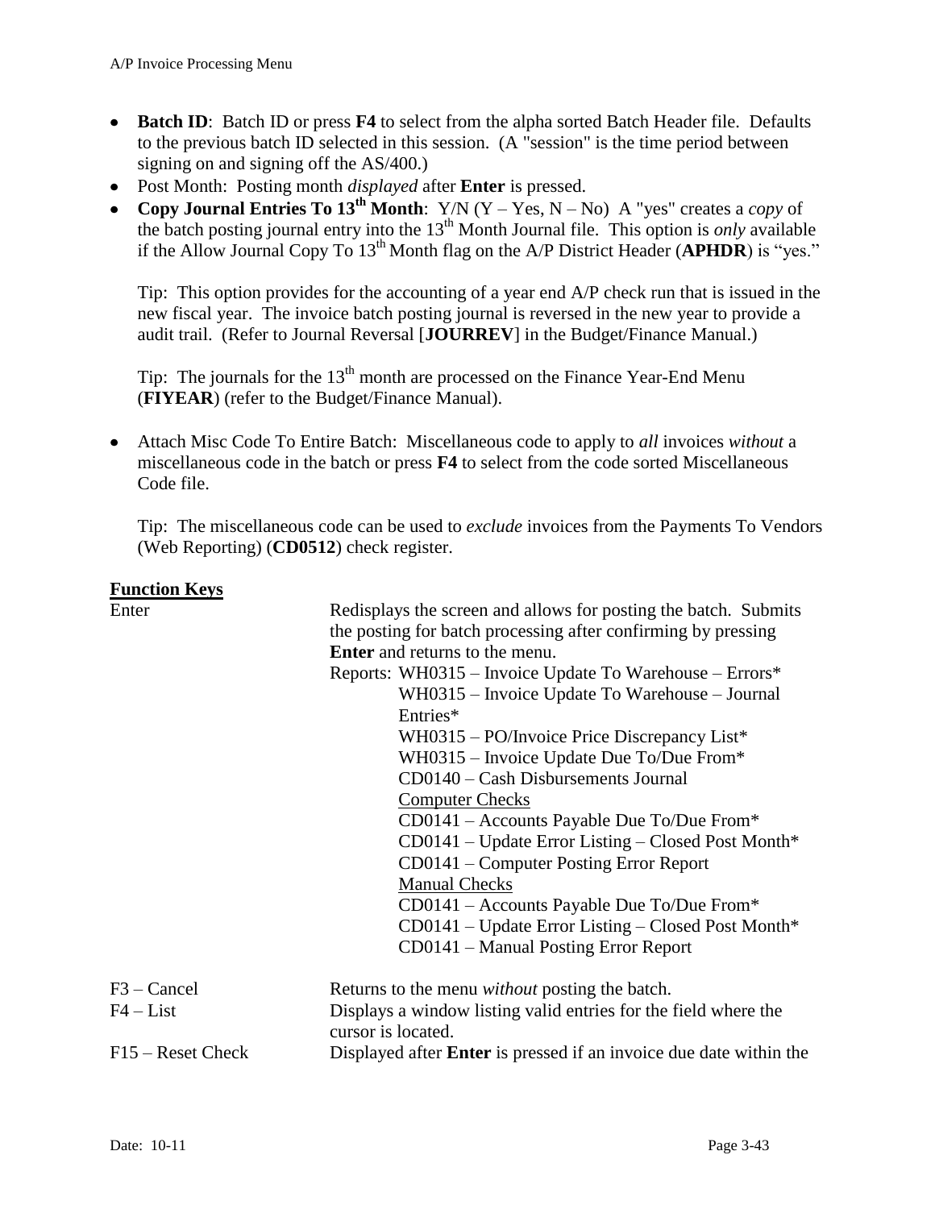- **Batch ID**: Batch ID or press **F4** to select from the alpha sorted Batch Header file. Defaults to the previous batch ID selected in this session. (A "session" is the time period between signing on and signing off the AS/400.)
- Post Month: Posting month *displayed* after **Enter** is pressed.
- **Copy Journal Entries To 13th Month**: Y/N (Y – Yes, N – No) A "yes" creates a *copy* of the batch posting journal entry into the 13th Month Journal file. This option is *only* available if the Allow Journal Copy To 13th Month flag on the A/P District Header (**APHDR**) is "yes."

  Tip: This option provides for the accounting of a year end A/P check run that is issued in the new fiscal year. The invoice batch posting journal is reversed in the new year to provide a audit trail. (Refer to Journal Reversal [**JOURREV**] in the Budget/Finance Manual.)

  Tip: The journals for the 13th month are processed on the Finance Year-End Menu (**FIYEAR**) (refer to the Budget/Finance Manual).

- Attach Misc Code To Entire Batch: Miscellaneous code to apply to *all* invoices *without* a miscellaneous code in the batch or press **F4** to select from the code sorted Miscellaneous Code file.

  Tip: The miscellaneous code can be used to *exclude* invoices from the Payments To Vendors (Web Reporting) (**CD0512**) check register.

**Function Keys**

| | |
|---|---|
| Enter | Redisplays the screen and allows for posting the batch. Submits the posting for batch processing after confirming by pressing **Enter** and returns to the menu.<br>Reports: WH0315 – Invoice Update To Warehouse – Errors*<br>WH0315 – Invoice Update To Warehouse – Journal Entries*<br>WH0315 – PO/Invoice Price Discrepancy List*<br>WH0315 – Invoice Update Due To/Due From*<br>CD0140 – Cash Disbursements Journal<br>Computer Checks<br>CD0141 – Accounts Payable Due To/Due From*<br>CD0141 – Update Error Listing – Closed Post Month*<br>CD0141 – Computer Posting Error Report<br>Manual Checks<br>CD0141 – Accounts Payable Due To/Due From*<br>CD0141 – Update Error Listing – Closed Post Month*<br>CD0141 – Manual Posting Error Report |
| F3 – Cancel | Returns to the menu *without* posting the batch. |
| F4 – List | Displays a window listing valid entries for the field where the cursor is located. |
| F15 – Reset Check | Displayed after **Enter** is pressed if an invoice due date within the |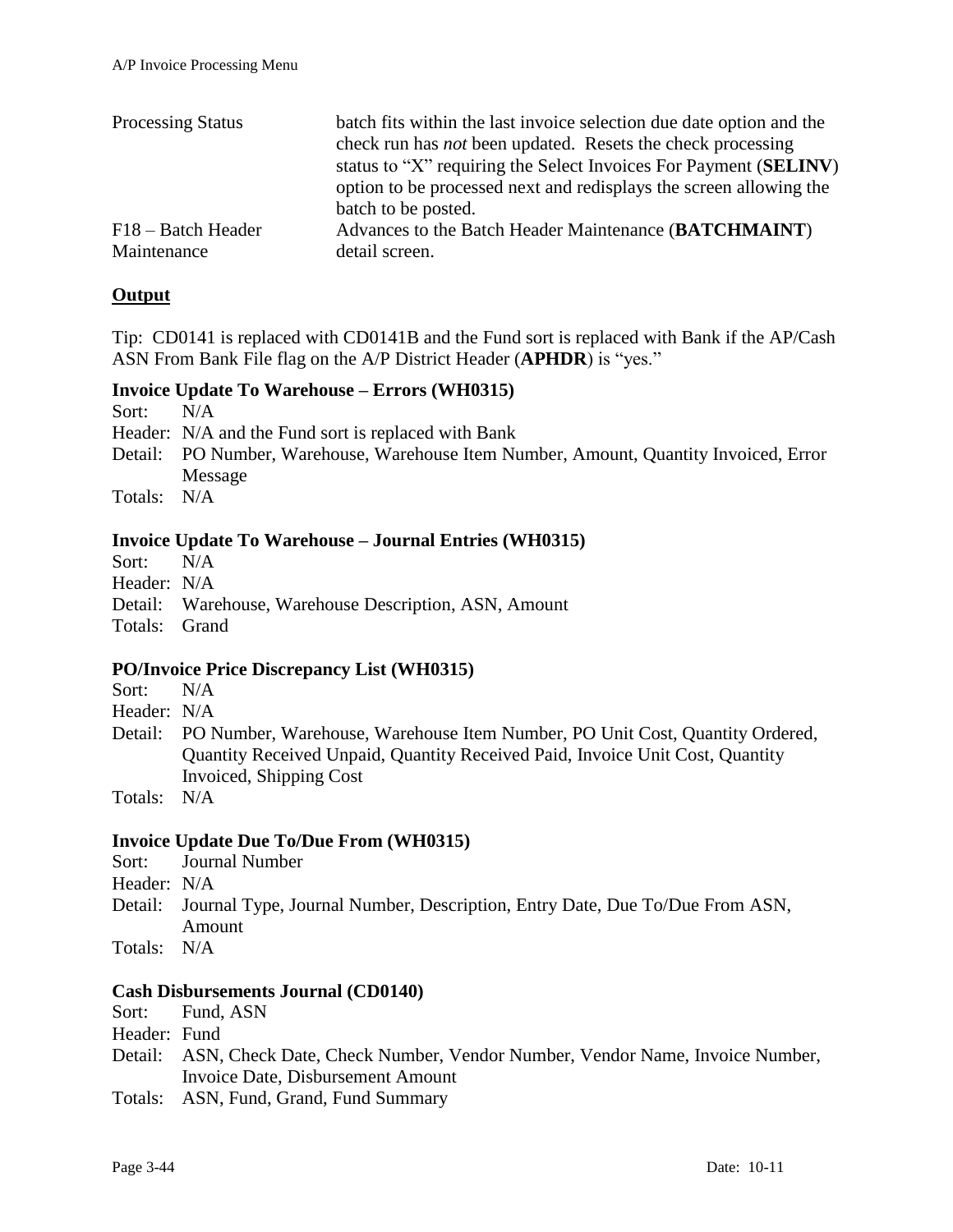| | |
|---|---|
| Processing Status | batch fits within the last invoice selection due date option and the check run has *not* been updated. Resets the check processing status to "X" requiring the Select Invoices For Payment (**SELINV**) option to be processed next and redisplays the screen allowing the batch to be posted. |
| F18 – Batch Header Maintenance | Advances to the Batch Header Maintenance (**BATCHMAINT**) detail screen. |

## Output

Tip: CD0141 is replaced with CD0141B and the Fund sort is replaced with Bank if the AP/Cash ASN From Bank File flag on the A/P District Header (**APHDR**) is "yes."

### Invoice Update To Warehouse – Errors (WH0315)

Sort: N/A
Header: N/A and the Fund sort is replaced with Bank
Detail: PO Number, Warehouse, Warehouse Item Number, Amount, Quantity Invoiced, Error Message
Totals: N/A

### Invoice Update To Warehouse – Journal Entries (WH0315)

Sort: N/A
Header: N/A
Detail: Warehouse, Warehouse Description, ASN, Amount
Totals: Grand

### PO/Invoice Price Discrepancy List (WH0315)

Sort: N/A
Header: N/A
Detail: PO Number, Warehouse, Warehouse Item Number, PO Unit Cost, Quantity Ordered, Quantity Received Unpaid, Quantity Received Paid, Invoice Unit Cost, Quantity Invoiced, Shipping Cost
Totals: N/A

### Invoice Update Due To/Due From (WH0315)

Sort: Journal Number
Header: N/A
Detail: Journal Type, Journal Number, Description, Entry Date, Due To/Due From ASN, Amount
Totals: N/A

### Cash Disbursements Journal (CD0140)

Sort: Fund, ASN
Header: Fund
Detail: ASN, Check Date, Check Number, Vendor Number, Vendor Name, Invoice Number, Invoice Date, Disbursement Amount
Totals: ASN, Fund, Grand, Fund Summary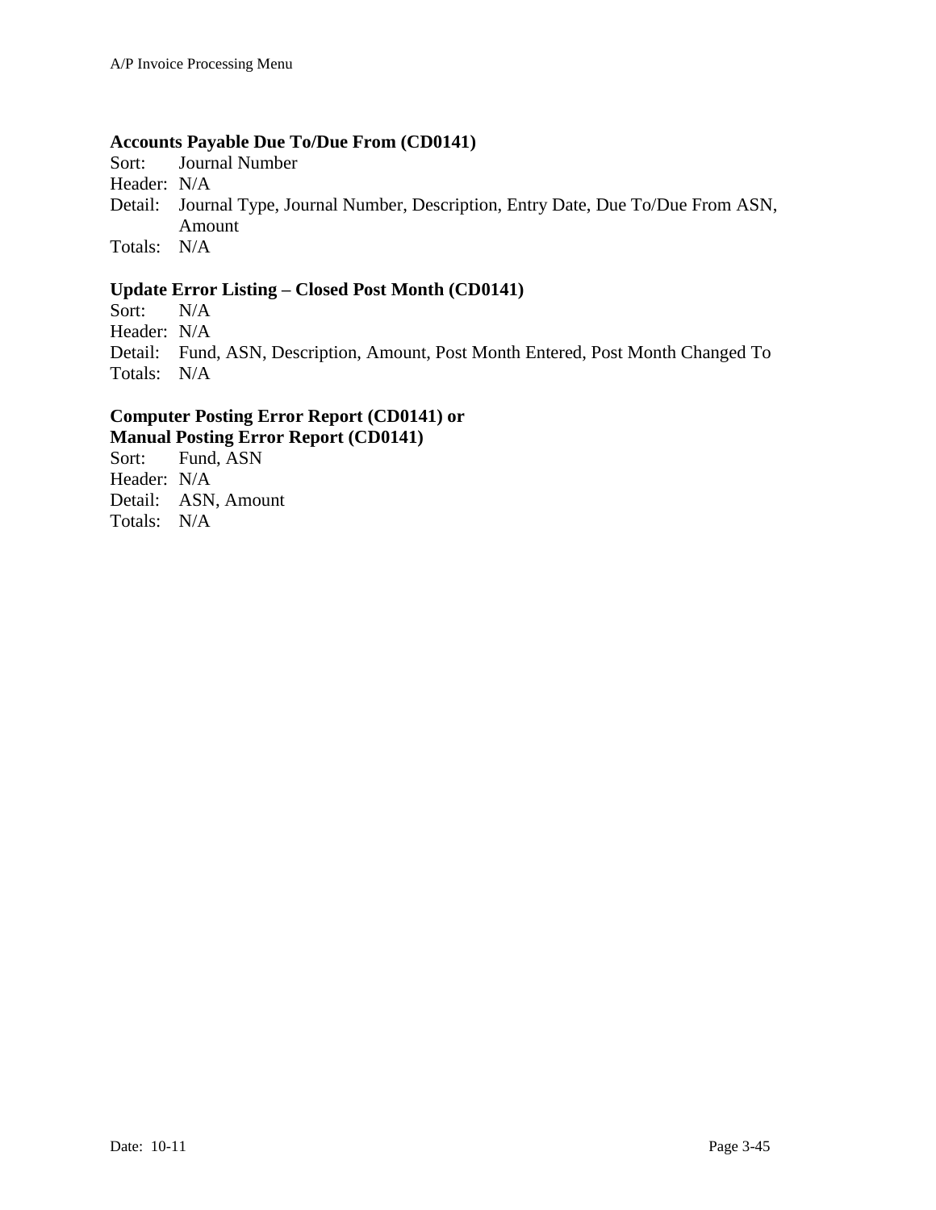**Accounts Payable Due To/Due From (CD0141)**

Sort: Journal Number
Header: N/A
Detail: Journal Type, Journal Number, Description, Entry Date, Due To/Due From ASN, Amount
Totals: N/A

**Update Error Listing – Closed Post Month (CD0141)**

Sort: N/A
Header: N/A
Detail: Fund, ASN, Description, Amount, Post Month Entered, Post Month Changed To
Totals: N/A

**Computer Posting Error Report (CD0141) or**
**Manual Posting Error Report (CD0141)**

Sort: Fund, ASN
Header: N/A
Detail: ASN, Amount
Totals: N/A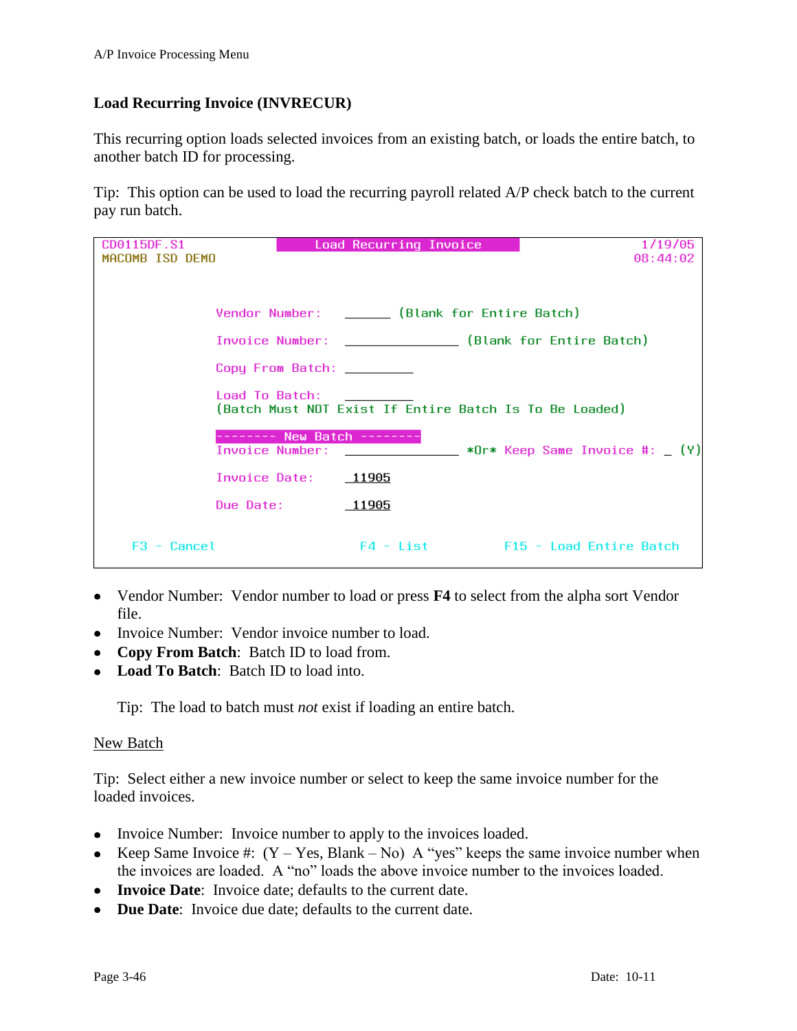## Load Recurring Invoice (INVRECUR)

This recurring option loads selected invoices from an existing batch, or loads the entire batch, to another batch ID for processing.

Tip: This option can be used to load the recurring payroll related A/P check batch to the current pay run batch.

```
CD0115DF.S1                  Load Recurring Invoice                    1/19/05
MACOMB ISD DEMO                                                        08:44:02


              Vendor Number:    ______ (Blank for Entire Batch)

              Invoice Number:   _______________ (Blank for Entire Batch)

              Copy From Batch:  _________

              Load To Batch:    _________
              (Batch Must NOT Exist If Entire Batch Is To Be Loaded)

              -------- New Batch --------
              Invoice Number:   _______________ *Or* Keep Same Invoice #: _ (Y)

              Invoice Date:     _11905

              Due Date:         _11905


      F3 - Cancel                F4 - List           F15 - Load Entire Batch
```

- Vendor Number: Vendor number to load or press **F4** to select from the alpha sort Vendor file.
- Invoice Number: Vendor invoice number to load.
- **Copy From Batch**: Batch ID to load from.
- **Load To Batch**: Batch ID to load into.

  Tip: The load to batch must *not* exist if loading an entire batch.

<u>New Batch</u>

Tip: Select either a new invoice number or select to keep the same invoice number for the loaded invoices.

- Invoice Number: Invoice number to apply to the invoices loaded.
- Keep Same Invoice #: (Y – Yes, Blank – No) A "yes" keeps the same invoice number when the invoices are loaded. A "no" loads the above invoice number to the invoices loaded.
- **Invoice Date**: Invoice date; defaults to the current date.
- **Due Date**: Invoice due date; defaults to the current date.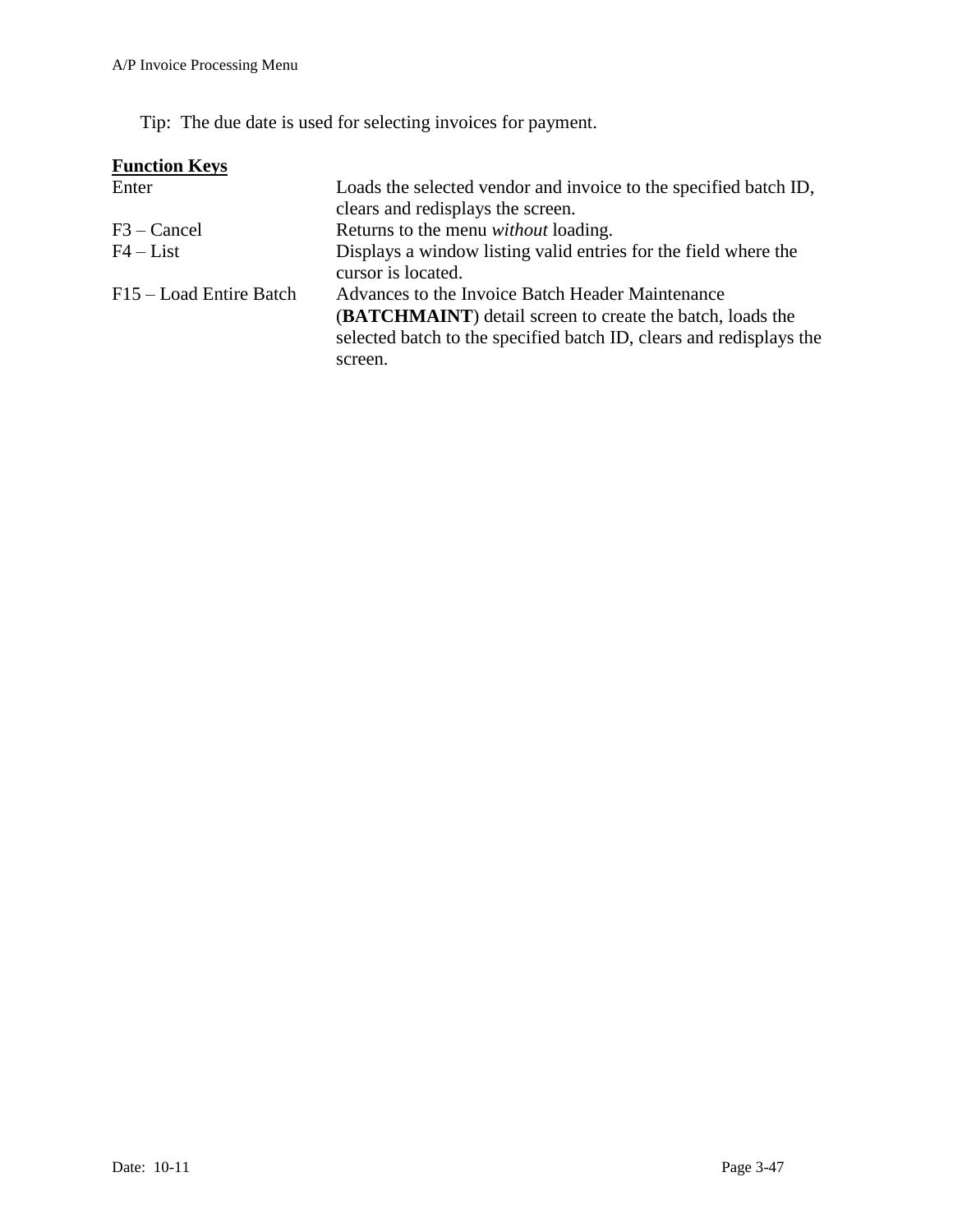Tip: The due date is used for selecting invoices for payment.

**Function Keys**

| | |
|---|---|
| Enter | Loads the selected vendor and invoice to the specified batch ID, clears and redisplays the screen. |
| F3 – Cancel | Returns to the menu *without* loading. |
| F4 – List | Displays a window listing valid entries for the field where the cursor is located. |
| F15 – Load Entire Batch | Advances to the Invoice Batch Header Maintenance (**BATCHMAINT**) detail screen to create the batch, loads the selected batch to the specified batch ID, clears and redisplays the screen. |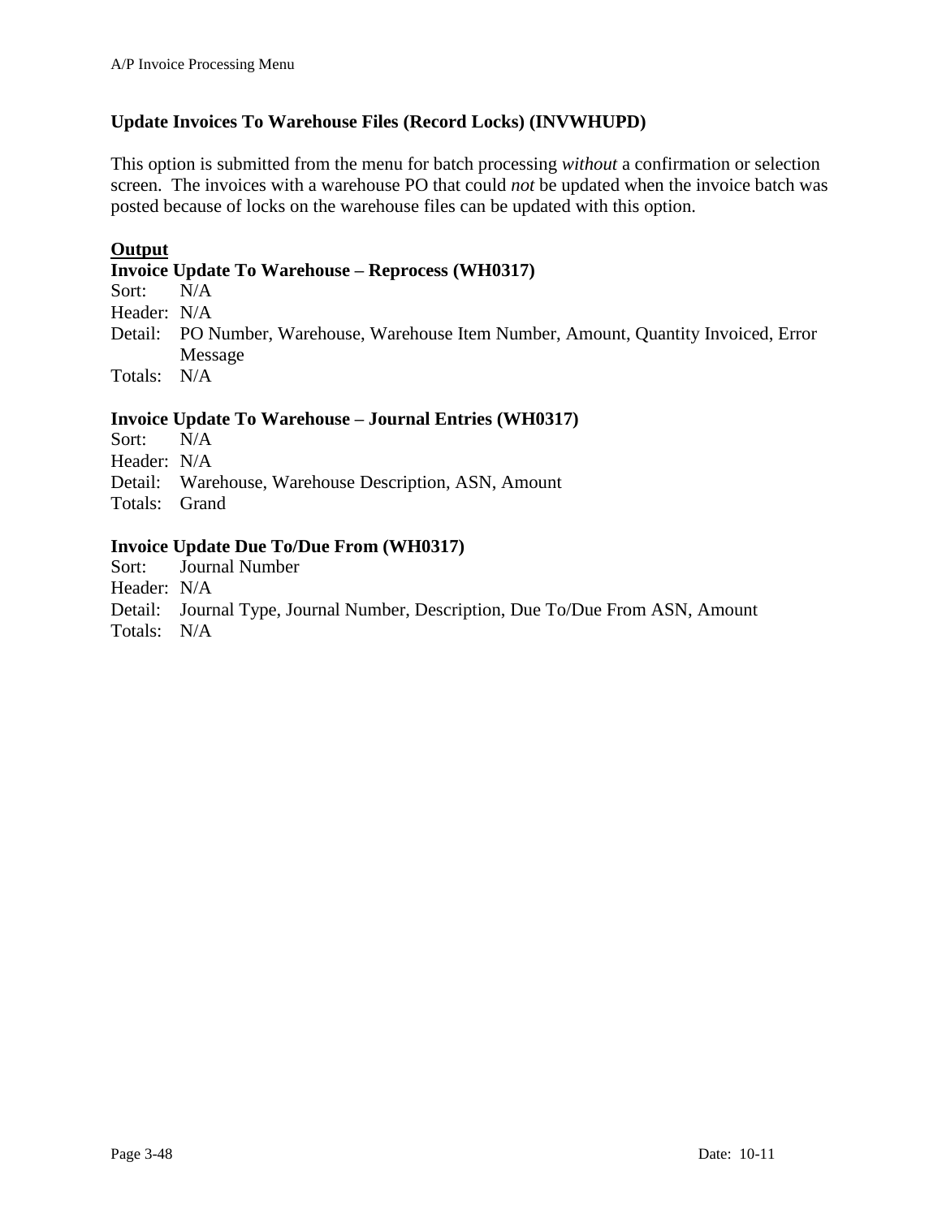## Update Invoices To Warehouse Files (Record Locks) (INVWHUPD)

This option is submitted from the menu for batch processing *without* a confirmation or selection screen. The invoices with a warehouse PO that could *not* be updated when the invoice batch was posted because of locks on the warehouse files can be updated with this option.

**Output**

**Invoice Update To Warehouse – Reprocess (WH0317)**

Sort: N/A
Header: N/A
Detail: PO Number, Warehouse, Warehouse Item Number, Amount, Quantity Invoiced, Error Message
Totals: N/A

**Invoice Update To Warehouse – Journal Entries (WH0317)**

Sort: N/A
Header: N/A
Detail: Warehouse, Warehouse Description, ASN, Amount
Totals: Grand

**Invoice Update Due To/Due From (WH0317)**

Sort: Journal Number
Header: N/A
Detail: Journal Type, Journal Number, Description, Due To/Due From ASN, Amount
Totals: N/A